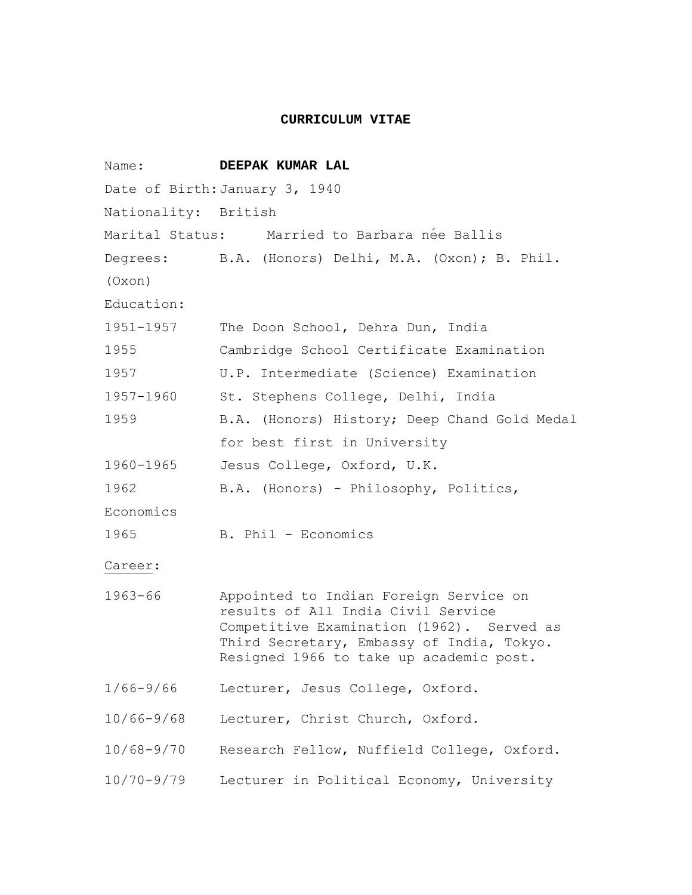# CURRICULUM VITAE

Name: **DEEPAK KUMAR LAL**

Date of Birth: January 3, 1940

Nationality: British

Marital Status: Married to Barbara née Ballis

Degrees: B.A. (Honors) Delhi, M.A. (Oxon); B. Phil. (Oxon)

Education:

| | |
|---|---|
| 1951-1957 | The Doon School, Dehra Dun, India |
| 1955 | Cambridge School Certificate Examination |
| 1957 | U.P. Intermediate (Science) Examination |
| 1957-1960 | St. Stephens College, Delhi, India |
| 1959 | B.A. (Honors) History; Deep Chand Gold Medal for best first in University |
| 1960-1965 | Jesus College, Oxford, U.K. |
| 1962 | B.A. (Honors) - Philosophy, Politics, Economics |
| 1965 | B. Phil - Economics |

Career:

| | |
|---|---|
| 1963-66 | Appointed to Indian Foreign Service on results of All India Civil Service Competitive Examination (1962). Served as Third Secretary, Embassy of India, Tokyo. Resigned 1966 to take up academic post. |
| 1/66-9/66 | Lecturer, Jesus College, Oxford. |
| 10/66-9/68 | Lecturer, Christ Church, Oxford. |
| 10/68-9/70 | Research Fellow, Nuffield College, Oxford. |
| 10/70-9/79 | Lecturer in Political Economy, University |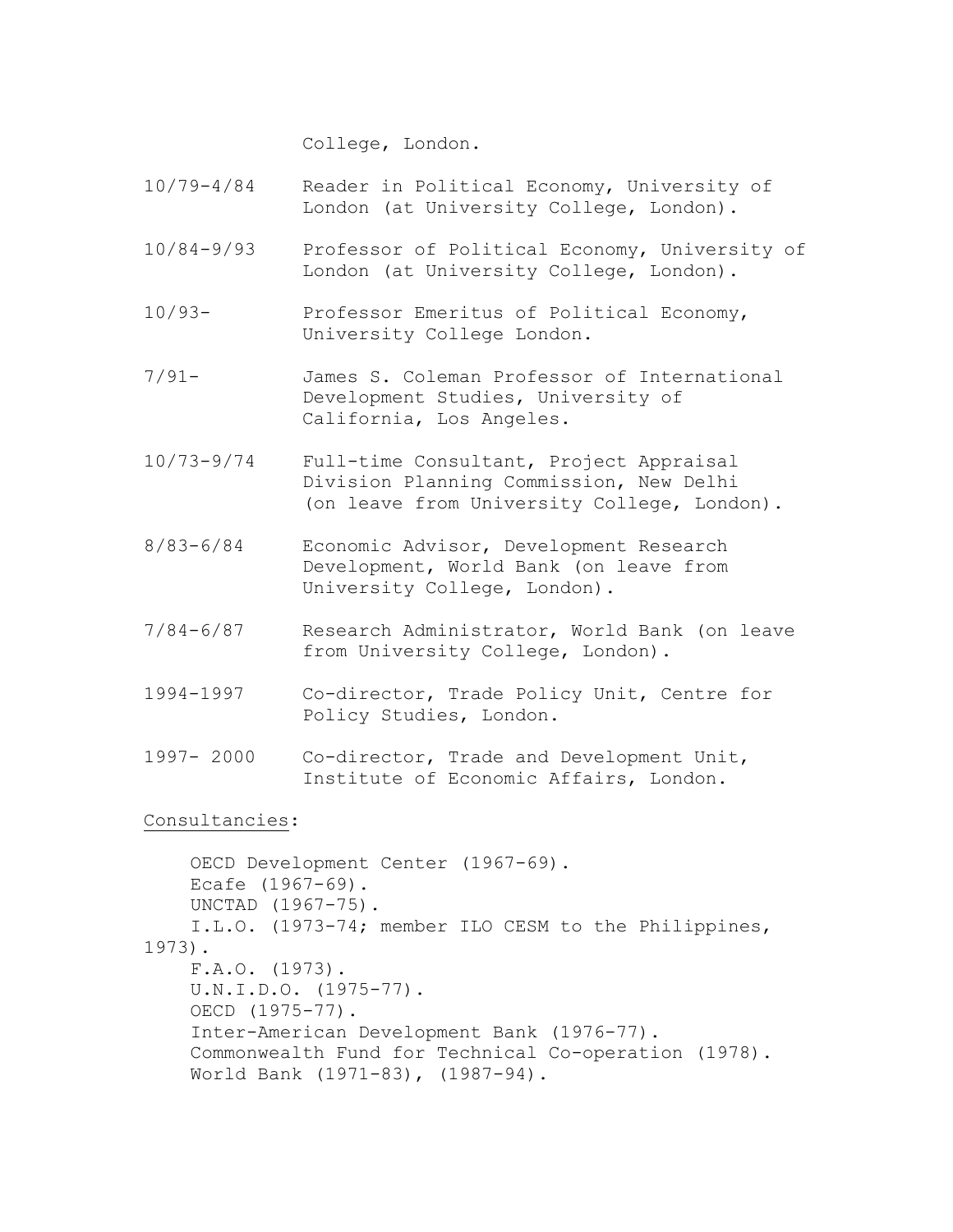College, London.

| | |
|---|---|
| 10/79-4/84 | Reader in Political Economy, University of London (at University College, London). |
| 10/84-9/93 | Professor of Political Economy, University of London (at University College, London). |
| 10/93- | Professor Emeritus of Political Economy, University College London. |
| 7/91- | James S. Coleman Professor of International Development Studies, University of California, Los Angeles. |
| 10/73-9/74 | Full-time Consultant, Project Appraisal Division Planning Commission, New Delhi (on leave from University College, London). |
| 8/83-6/84 | Economic Advisor, Development Research Development, World Bank (on leave from University College, London). |
| 7/84-6/87 | Research Administrator, World Bank (on leave from University College, London). |
| 1994-1997 | Co-director, Trade Policy Unit, Centre for Policy Studies, London. |
| 1997- 2000 | Co-director, Trade and Development Unit, Institute of Economic Affairs, London. |

<u>Consultancies</u>:

OECD Development Center (1967-69).
Ecafe (1967-69).
UNCTAD (1967-75).
I.L.O. (1973-74; member ILO CESM to the Philippines, 1973).
F.A.O. (1973).
U.N.I.D.O. (1975-77).
OECD (1975-77).
Inter-American Development Bank (1976-77).
Commonwealth Fund for Technical Co-operation (1978).
World Bank (1971-83), (1987-94).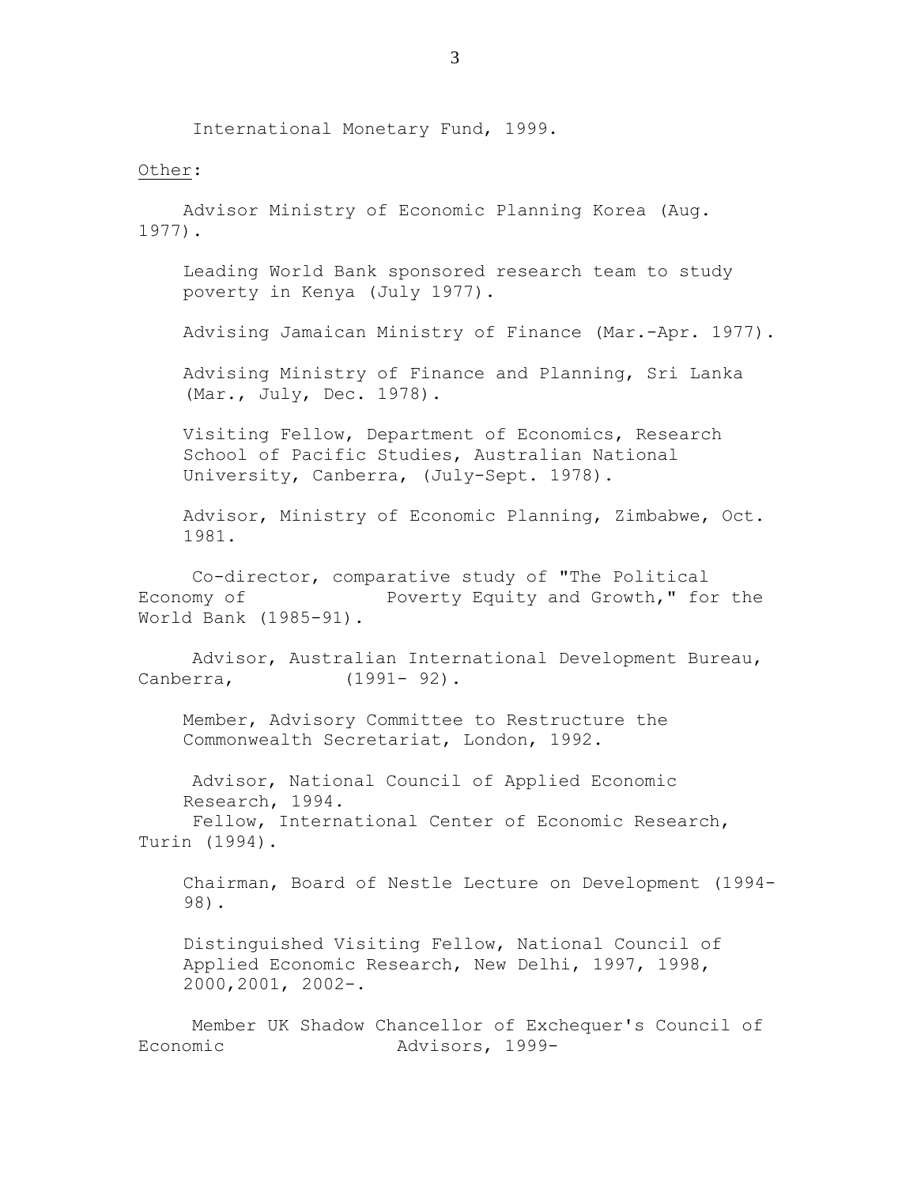International Monetary Fund, 1999.

Other:

Advisor Ministry of Economic Planning Korea (Aug. 1977).

Leading World Bank sponsored research team to study poverty in Kenya (July 1977).

Advising Jamaican Ministry of Finance (Mar.-Apr. 1977).

Advising Ministry of Finance and Planning, Sri Lanka (Mar., July, Dec. 1978).

Visiting Fellow, Department of Economics, Research School of Pacific Studies, Australian National University, Canberra, (July-Sept. 1978).

Advisor, Ministry of Economic Planning, Zimbabwe, Oct. 1981.

Co-director, comparative study of "The Political Economy of Poverty Equity and Growth," for the World Bank (1985-91).

Advisor, Australian International Development Bureau, Canberra, (1991- 92).

Member, Advisory Committee to Restructure the Commonwealth Secretariat, London, 1992.

Advisor, National Council of Applied Economic Research, 1994.

Fellow, International Center of Economic Research, Turin (1994).

Chairman, Board of Nestle Lecture on Development (1994-98).

Distinguished Visiting Fellow, National Council of Applied Economic Research, New Delhi, 1997, 1998, 2000,2001, 2002-.

Member UK Shadow Chancellor of Exchequer's Council of Economic Advisors, 1999-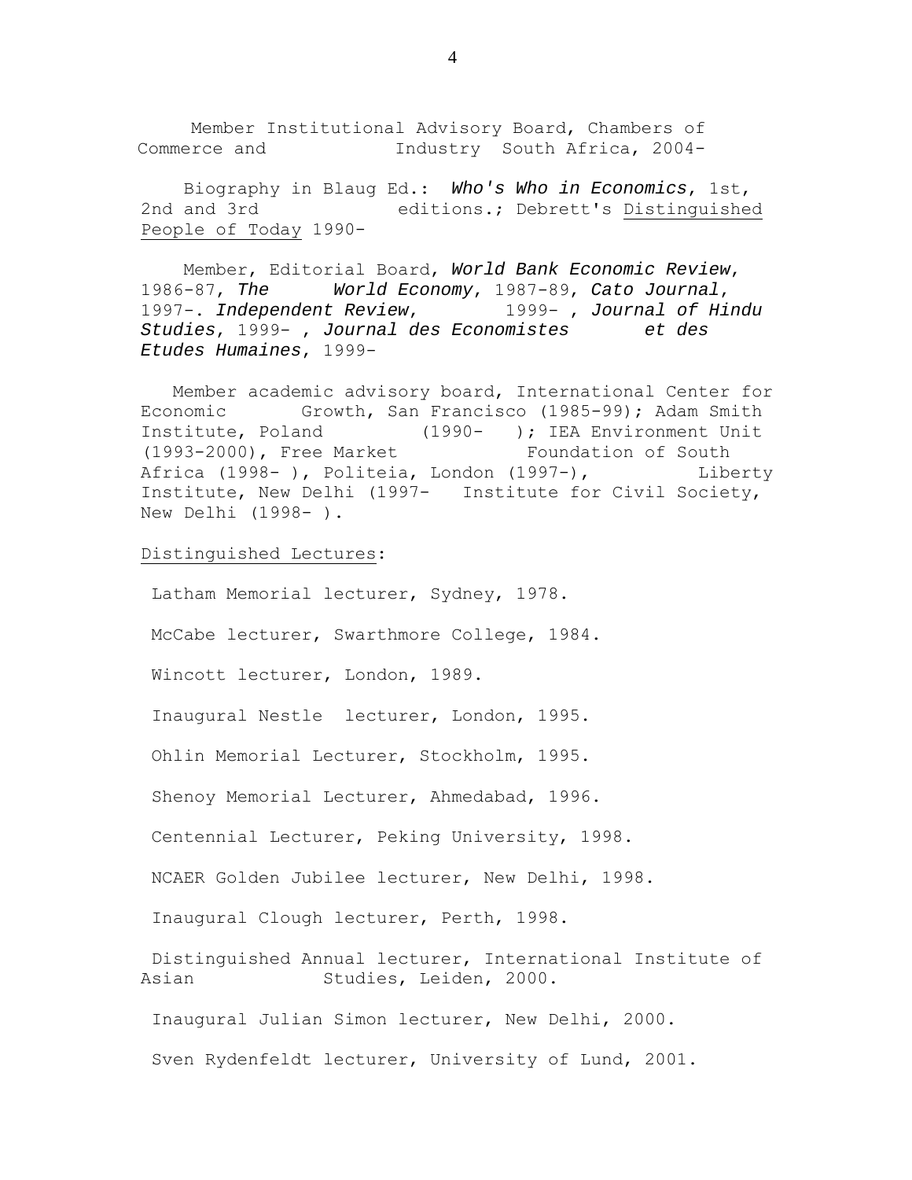Member Institutional Advisory Board, Chambers of Commerce and Industry South Africa, 2004-

Biography in Blaug Ed.: ***Who's Who in Economics***, 1st, 2nd and 3rd editions.; Debrett's Distinguished People of Today 1990-

Member, Editorial Board, ***World Bank Economic Review***, 1986-87, ***The World Economy***, 1987-89, ***Cato Journal***, 1997-. ***Independent Review***, 1999- , ***Journal of Hindu Studies***, 1999- , ***Journal des Economistes et des Etudes Humaines***, 1999-

Member academic advisory board, International Center for Economic Growth, San Francisco (1985-99); Adam Smith Institute, Poland (1990- ); IEA Environment Unit (1993-2000), Free Market Foundation of South Africa (1998- ), Politeia, London (1997-), Liberty Institute, New Delhi (1997- Institute for Civil Society, New Delhi (1998- ).

Distinguished Lectures:

Latham Memorial lecturer, Sydney, 1978.

McCabe lecturer, Swarthmore College, 1984.

Wincott lecturer, London, 1989.

Inaugural Nestle lecturer, London, 1995.

Ohlin Memorial Lecturer, Stockholm, 1995.

Shenoy Memorial Lecturer, Ahmedabad, 1996.

Centennial Lecturer, Peking University, 1998.

NCAER Golden Jubilee lecturer, New Delhi, 1998.

Inaugural Clough lecturer, Perth, 1998.

Distinguished Annual lecturer, International Institute of Asian Studies, Leiden, 2000.

Inaugural Julian Simon lecturer, New Delhi, 2000.

Sven Rydenfeldt lecturer, University of Lund, 2001.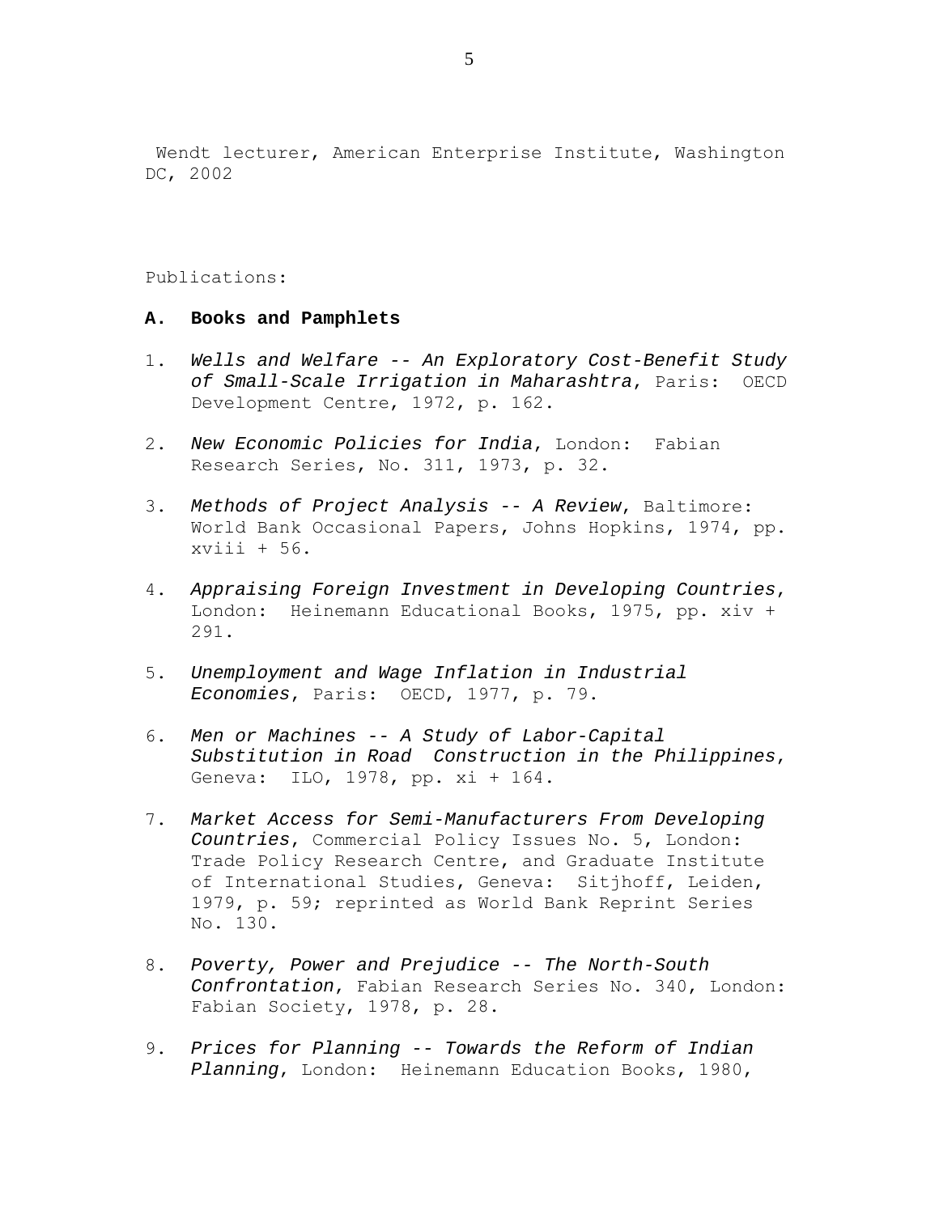Wendt lecturer, American Enterprise Institute, Washington DC, 2002

Publications:

## A. Books and Pamphlets

1. *Wells and Welfare -- An Exploratory Cost-Benefit Study of Small-Scale Irrigation in Maharashtra*, Paris: OECD Development Centre, 1972, p. 162.

2. *New Economic Policies for India*, London: Fabian Research Series, No. 311, 1973, p. 32.

3. *Methods of Project Analysis -- A Review*, Baltimore: World Bank Occasional Papers, Johns Hopkins, 1974, pp. xviii + 56.

4. *Appraising Foreign Investment in Developing Countries*, London: Heinemann Educational Books, 1975, pp. xiv + 291.

5. *Unemployment and Wage Inflation in Industrial Economies*, Paris: OECD, 1977, p. 79.

6. *Men or Machines -- A Study of Labor-Capital Substitution in Road Construction in the Philippines*, Geneva: ILO, 1978, pp. xi + 164.

7. *Market Access for Semi-Manufacturers From Developing Countries*, Commercial Policy Issues No. 5, London: Trade Policy Research Centre, and Graduate Institute of International Studies, Geneva: Sitjhoff, Leiden, 1979, p. 59; reprinted as World Bank Reprint Series No. 130.

8. *Poverty, Power and Prejudice -- The North-South Confrontation*, Fabian Research Series No. 340, London: Fabian Society, 1978, p. 28.

9. *Prices for Planning -- Towards the Reform of Indian Planning*, London: Heinemann Education Books, 1980,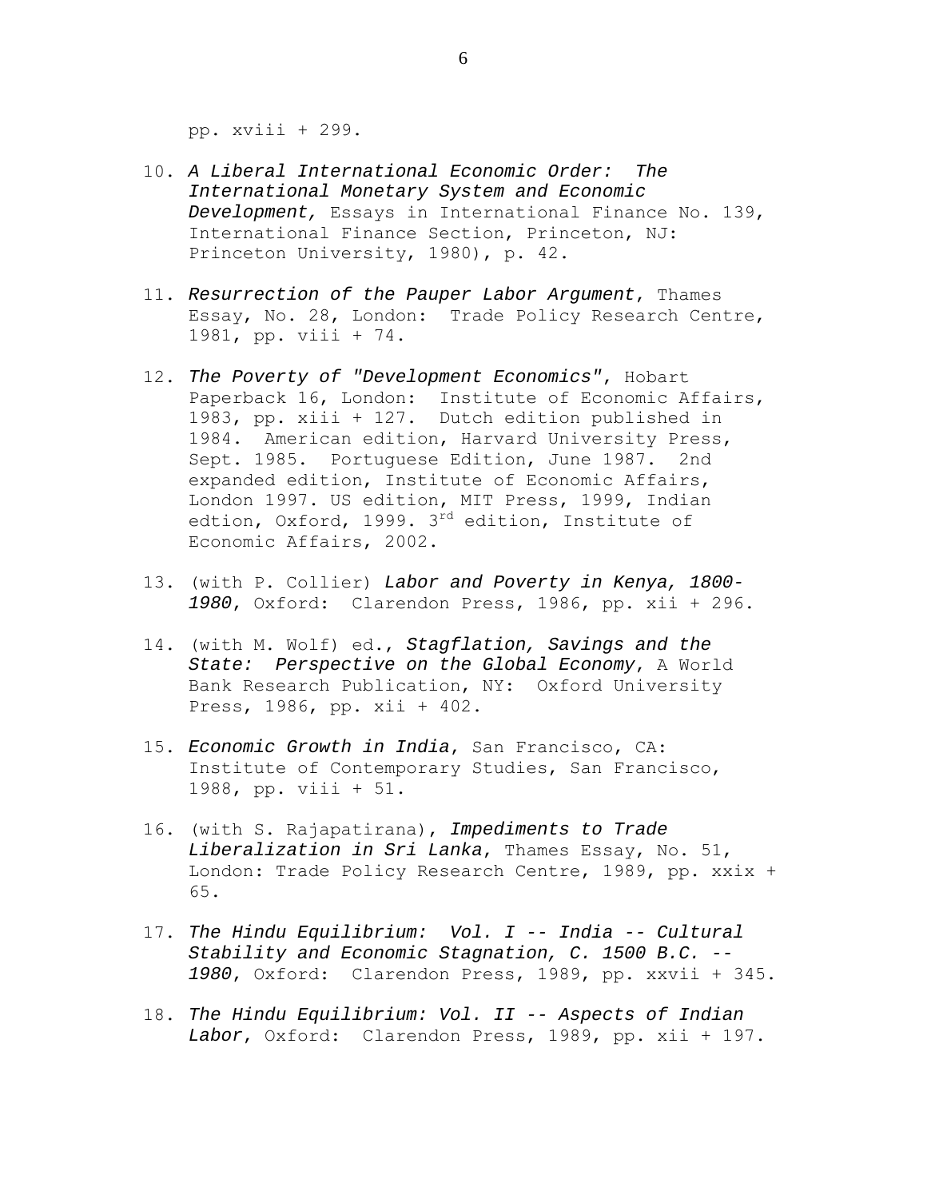pp. xviii + 299.

10. *A Liberal International Economic Order: The International Monetary System and Economic Development,* Essays in International Finance No. 139, International Finance Section, Princeton, NJ: Princeton University, 1980), p. 42.

11. *Resurrection of the Pauper Labor Argument*, Thames Essay, No. 28, London: Trade Policy Research Centre, 1981, pp. viii + 74.

12. *The Poverty of "Development Economics"*, Hobart Paperback 16, London: Institute of Economic Affairs, 1983, pp. xiii + 127. Dutch edition published in 1984. American edition, Harvard University Press, Sept. 1985. Portuguese Edition, June 1987. 2nd expanded edition, Institute of Economic Affairs, London 1997. US edition, MIT Press, 1999, Indian edtion, Oxford, 1999. 3rd edition, Institute of Economic Affairs, 2002.

13. (with P. Collier) *Labor and Poverty in Kenya, 1800-1980*, Oxford: Clarendon Press, 1986, pp. xii + 296.

14. (with M. Wolf) ed., *Stagflation, Savings and the State: Perspective on the Global Economy*, A World Bank Research Publication, NY: Oxford University Press, 1986, pp. xii + 402.

15. *Economic Growth in India*, San Francisco, CA: Institute of Contemporary Studies, San Francisco, 1988, pp. viii + 51.

16. (with S. Rajapatirana), *Impediments to Trade Liberalization in Sri Lanka*, Thames Essay, No. 51, London: Trade Policy Research Centre, 1989, pp. xxix + 65.

17. *The Hindu Equilibrium: Vol. I -- India -- Cultural Stability and Economic Stagnation, C. 1500 B.C. -- 1980*, Oxford: Clarendon Press, 1989, pp. xxvii + 345.

18. *The Hindu Equilibrium: Vol. II -- Aspects of Indian Labor*, Oxford: Clarendon Press, 1989, pp. xii + 197.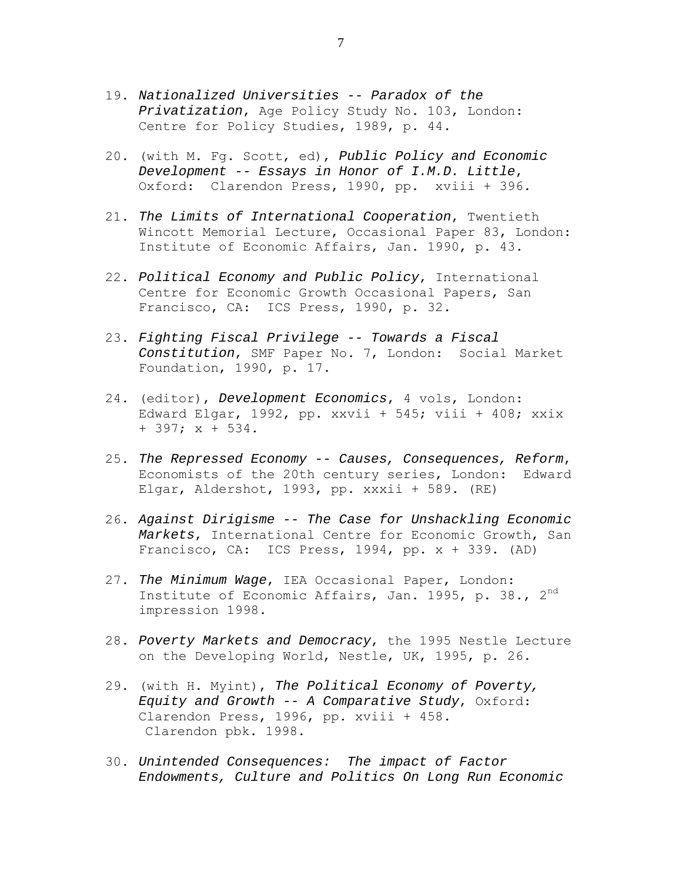19. *Nationalized Universities -- Paradox of the Privatization*, Age Policy Study No. 103, London: Centre for Policy Studies, 1989, p. 44.

20. (with M. Fg. Scott, ed), *Public Policy and Economic Development -- Essays in Honor of I.M.D. Little*, Oxford: Clarendon Press, 1990, pp. xviii + 396.

21. *The Limits of International Cooperation*, Twentieth Wincott Memorial Lecture, Occasional Paper 83, London: Institute of Economic Affairs, Jan. 1990, p. 43.

22. *Political Economy and Public Policy*, International Centre for Economic Growth Occasional Papers, San Francisco, CA: ICS Press, 1990, p. 32.

23. *Fighting Fiscal Privilege -- Towards a Fiscal Constitution*, SMF Paper No. 7, London: Social Market Foundation, 1990, p. 17.

24. (editor), *Development Economics*, 4 vols, London: Edward Elgar, 1992, pp. xxvii + 545; viii + 408; xxix + 397; x + 534.

25. *The Repressed Economy -- Causes, Consequences, Reform*, Economists of the 20th century series, London: Edward Elgar, Aldershot, 1993, pp. xxxii + 589. (RE)

26. *Against Dirigisme -- The Case for Unshackling Economic Markets*, International Centre for Economic Growth, San Francisco, CA: ICS Press, 1994, pp. x + 339. (AD)

27. *The Minimum Wage*, IEA Occasional Paper, London: Institute of Economic Affairs, Jan. 1995, p. 38., 2nd impression 1998.

28. *Poverty Markets and Democracy*, the 1995 Nestle Lecture on the Developing World, Nestle, UK, 1995, p. 26.

29. (with H. Myint), *The Political Economy of Poverty, Equity and Growth -- A Comparative Study*, Oxford: Clarendon Press, 1996, pp. xviii + 458. Clarendon pbk. 1998.

30. *Unintended Consequences: The impact of Factor Endowments, Culture and Politics On Long Run Economic*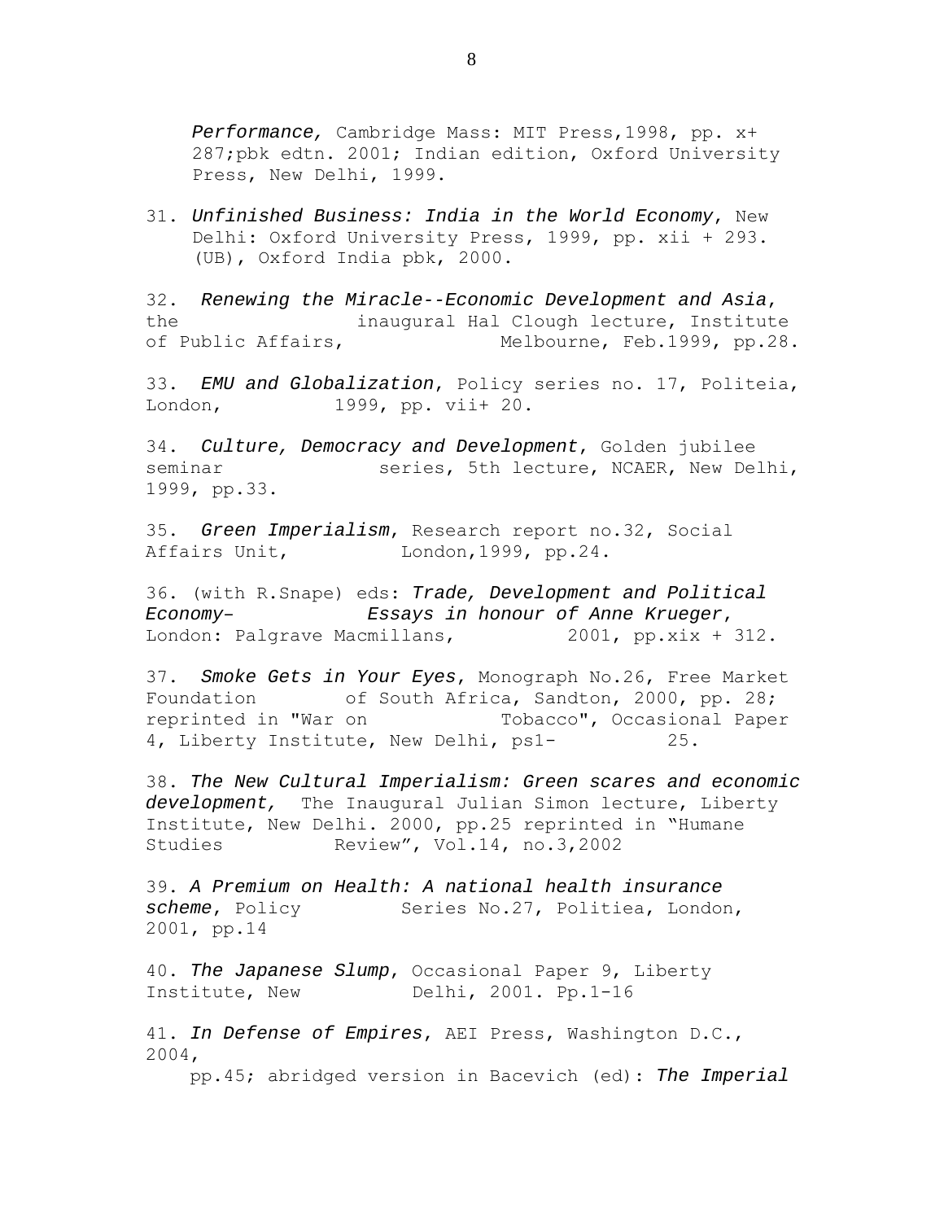*Performance,* Cambridge Mass: MIT Press,1998, pp. x+ 287;pbk edtn. 2001; Indian edition, Oxford University Press, New Delhi, 1999.

31. *Unfinished Business: India in the World Economy*, New Delhi: Oxford University Press, 1999, pp. xii + 293. (UB), Oxford India pbk, 2000.

32. *Renewing the Miracle--Economic Development and Asia*, the inaugural Hal Clough lecture, Institute of Public Affairs, Melbourne, Feb.1999, pp.28.

33. *EMU and Globalization*, Policy series no. 17, Politeia, London, 1999, pp. vii+ 20.

34. *Culture, Democracy and Development*, Golden jubilee seminar series, 5th lecture, NCAER, New Delhi, 1999, pp.33.

35. *Green Imperialism*, Research report no.32, Social Affairs Unit, London,1999, pp.24.

36. (with R.Snape) eds: *Trade, Development and Political Economy– Essays in honour of Anne Krueger*, London: Palgrave Macmillans, 2001, pp.xix + 312.

37. *Smoke Gets in Your Eyes*, Monograph No.26, Free Market Foundation of South Africa, Sandton, 2000, pp. 28; reprinted in "War on Tobacco", Occasional Paper 4, Liberty Institute, New Delhi, ps1- 25.

38. *The New Cultural Imperialism: Green scares and economic development,* The Inaugural Julian Simon lecture, Liberty Institute, New Delhi. 2000, pp.25 reprinted in "Humane Studies Review", Vol.14, no.3,2002

39. *A Premium on Health: A national health insurance scheme*, Policy Series No.27, Politiea, London, 2001, pp.14

40. *The Japanese Slump*, Occasional Paper 9, Liberty Institute, New Delhi, 2001. Pp.1-16

41. *In Defense of Empires*, AEI Press, Washington D.C., 2004, pp.45; abridged version in Bacevich (ed): *The Imperial*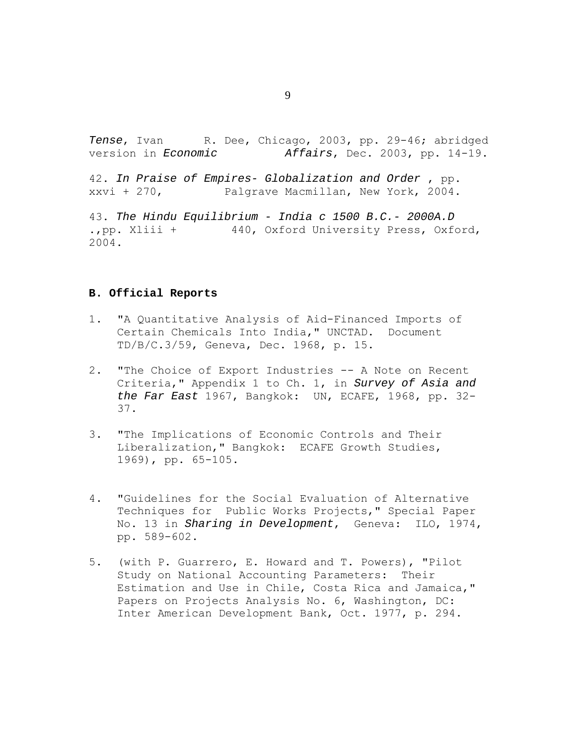*Tense*, Ivan R. Dee, Chicago, 2003, pp. 29-46; abridged version in *Economic Affairs*, Dec. 2003, pp. 14-19.

42. *In Praise of Empires- Globalization and Order* , pp. xxvi + 270, Palgrave Macmillan, New York, 2004.

43. *The Hindu Equilibrium - India c 1500 B.C.- 2000A.D* .,pp. Xliii + 440, Oxford University Press, Oxford, 2004.

**B. Official Reports**

1. "A Quantitative Analysis of Aid-Financed Imports of Certain Chemicals Into India," UNCTAD. Document TD/B/C.3/59, Geneva, Dec. 1968, p. 15.

2. "The Choice of Export Industries -- A Note on Recent Criteria," Appendix 1 to Ch. 1, in *Survey of Asia and the Far East* 1967, Bangkok: UN, ECAFE, 1968, pp. 32-37.

3. "The Implications of Economic Controls and Their Liberalization," Bangkok: ECAFE Growth Studies, 1969), pp. 65-105.

4. "Guidelines for the Social Evaluation of Alternative Techniques for Public Works Projects," Special Paper No. 13 in *Sharing in Development*, Geneva: ILO, 1974, pp. 589-602.

5. (with P. Guarrero, E. Howard and T. Powers), "Pilot Study on National Accounting Parameters: Their Estimation and Use in Chile, Costa Rica and Jamaica," Papers on Projects Analysis No. 6, Washington, DC: Inter American Development Bank, Oct. 1977, p. 294.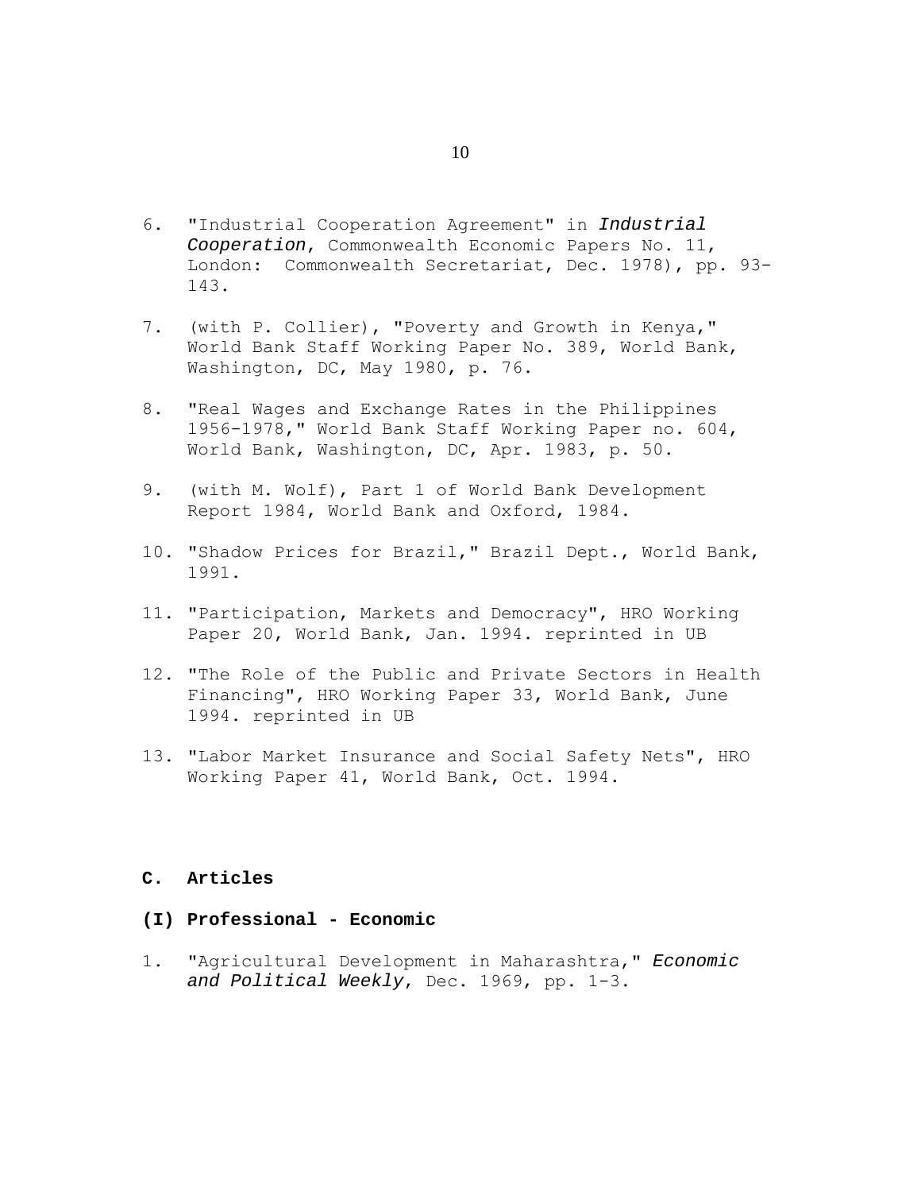6. "Industrial Cooperation Agreement" in *Industrial Cooperation*, Commonwealth Economic Papers No. 11, London: Commonwealth Secretariat, Dec. 1978), pp. 93-143.

7. (with P. Collier), "Poverty and Growth in Kenya," World Bank Staff Working Paper No. 389, World Bank, Washington, DC, May 1980, p. 76.

8. "Real Wages and Exchange Rates in the Philippines 1956-1978," World Bank Staff Working Paper no. 604, World Bank, Washington, DC, Apr. 1983, p. 50.

9. (with M. Wolf), Part 1 of World Bank Development Report 1984, World Bank and Oxford, 1984.

10. "Shadow Prices for Brazil," Brazil Dept., World Bank, 1991.

11. "Participation, Markets and Democracy", HRO Working Paper 20, World Bank, Jan. 1994. reprinted in UB

12. "The Role of the Public and Private Sectors in Health Financing", HRO Working Paper 33, World Bank, June 1994. reprinted in UB

13. "Labor Market Insurance and Social Safety Nets", HRO Working Paper 41, World Bank, Oct. 1994.

## C. Articles

### (I) Professional - Economic

1. "Agricultural Development in Maharashtra," *Economic and Political Weekly*, Dec. 1969, pp. 1-3.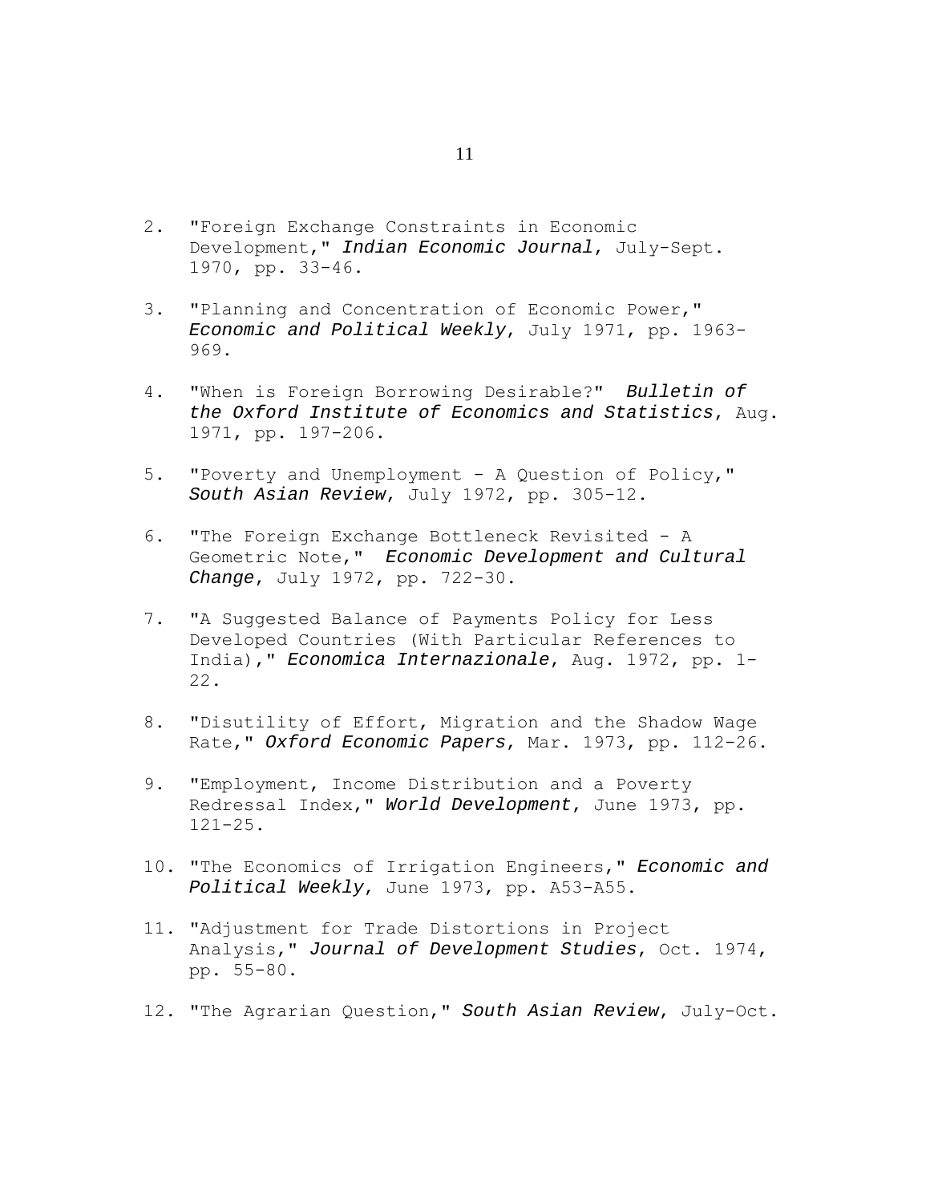2. "Foreign Exchange Constraints in Economic Development," *Indian Economic Journal*, July-Sept. 1970, pp. 33-46.

3. "Planning and Concentration of Economic Power," *Economic and Political Weekly*, July 1971, pp. 1963-969.

4. "When is Foreign Borrowing Desirable?" *Bulletin of the Oxford Institute of Economics and Statistics*, Aug. 1971, pp. 197-206.

5. "Poverty and Unemployment - A Question of Policy," *South Asian Review*, July 1972, pp. 305-12.

6. "The Foreign Exchange Bottleneck Revisited - A Geometric Note," *Economic Development and Cultural Change*, July 1972, pp. 722-30.

7. "A Suggested Balance of Payments Policy for Less Developed Countries (With Particular References to India)," *Economica Internazionale*, Aug. 1972, pp. 1-22.

8. "Disutility of Effort, Migration and the Shadow Wage Rate," *Oxford Economic Papers*, Mar. 1973, pp. 112-26.

9. "Employment, Income Distribution and a Poverty Redressal Index," *World Development*, June 1973, pp. 121-25.

10. "The Economics of Irrigation Engineers," *Economic and Political Weekly*, June 1973, pp. A53-A55.

11. "Adjustment for Trade Distortions in Project Analysis," *Journal of Development Studies*, Oct. 1974, pp. 55-80.

12. "The Agrarian Question," *South Asian Review*, July-Oct.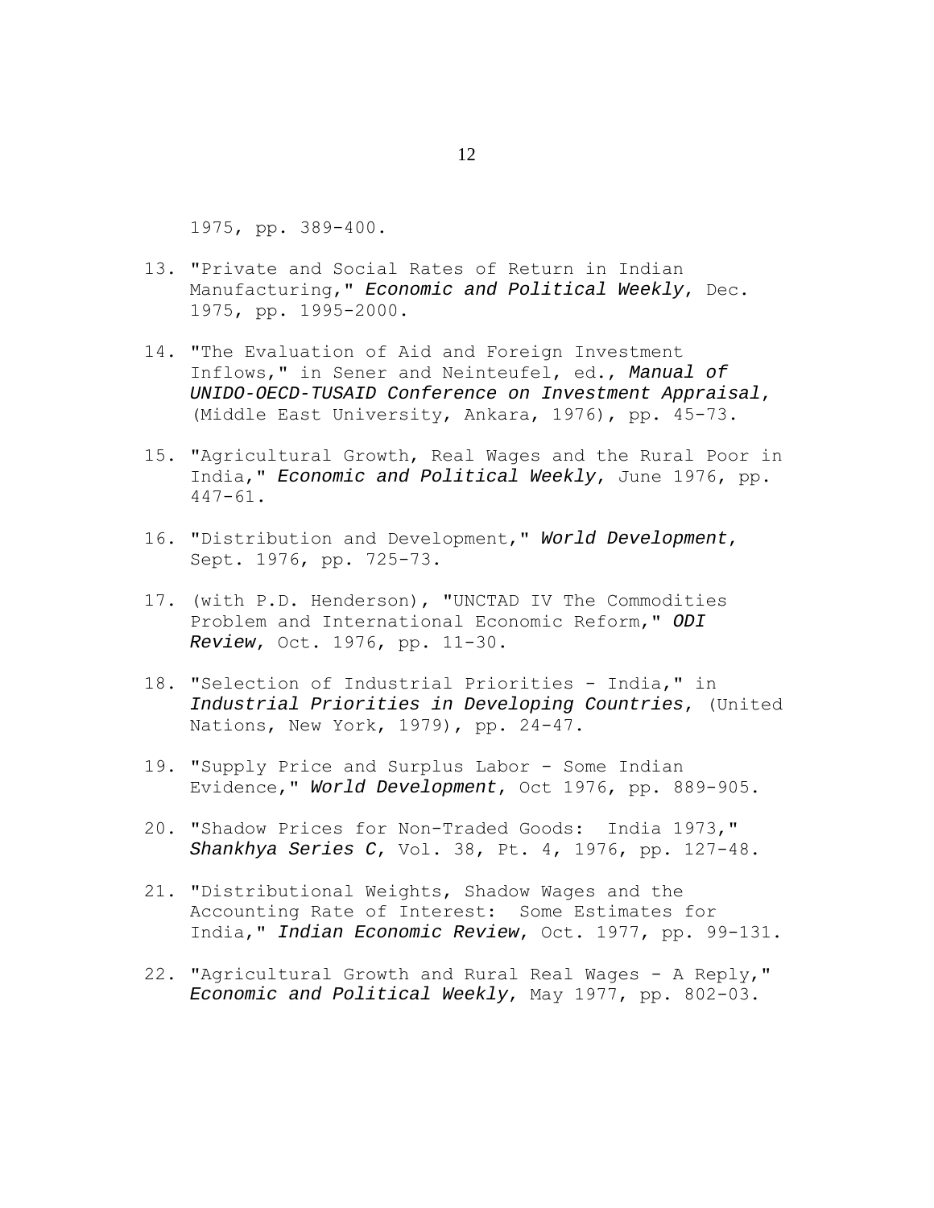1975, pp. 389-400.

13. "Private and Social Rates of Return in Indian Manufacturing," *Economic and Political Weekly*, Dec. 1975, pp. 1995-2000.

14. "The Evaluation of Aid and Foreign Investment Inflows," in Sener and Neinteufel, ed., *Manual of UNIDO-OECD-TUSAID Conference on Investment Appraisal*, (Middle East University, Ankara, 1976), pp. 45-73.

15. "Agricultural Growth, Real Wages and the Rural Poor in India," *Economic and Political Weekly*, June 1976, pp. 447-61.

16. "Distribution and Development," *World Development*, Sept. 1976, pp. 725-73.

17. (with P.D. Henderson), "UNCTAD IV The Commodities Problem and International Economic Reform," *ODI Review*, Oct. 1976, pp. 11-30.

18. "Selection of Industrial Priorities - India," in *Industrial Priorities in Developing Countries*, (United Nations, New York, 1979), pp. 24-47.

19. "Supply Price and Surplus Labor - Some Indian Evidence," *World Development*, Oct 1976, pp. 889-905.

20. "Shadow Prices for Non-Traded Goods: India 1973," *Shankhya Series C*, Vol. 38, Pt. 4, 1976, pp. 127-48.

21. "Distributional Weights, Shadow Wages and the Accounting Rate of Interest: Some Estimates for India," *Indian Economic Review*, Oct. 1977, pp. 99-131.

22. "Agricultural Growth and Rural Real Wages - A Reply," *Economic and Political Weekly*, May 1977, pp. 802-03.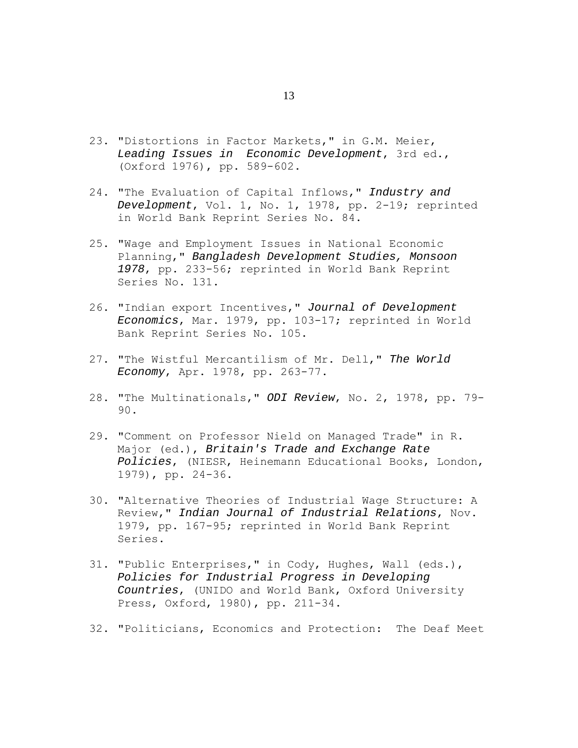23. "Distortions in Factor Markets," in G.M. Meier, *Leading Issues in Economic Development*, 3rd ed., (Oxford 1976), pp. 589-602.

24. "The Evaluation of Capital Inflows," *Industry and Development*, Vol. 1, No. 1, 1978, pp. 2-19; reprinted in World Bank Reprint Series No. 84.

25. "Wage and Employment Issues in National Economic Planning," *Bangladesh Development Studies, Monsoon 1978*, pp. 233-56; reprinted in World Bank Reprint Series No. 131.

26. "Indian export Incentives," *Journal of Development Economics*, Mar. 1979, pp. 103-17; reprinted in World Bank Reprint Series No. 105.

27. "The Wistful Mercantilism of Mr. Dell," *The World Economy*, Apr. 1978, pp. 263-77.

28. "The Multinationals," *ODI Review*, No. 2, 1978, pp. 79-90.

29. "Comment on Professor Nield on Managed Trade" in R. Major (ed.), *Britain's Trade and Exchange Rate Policies*, (NIESR, Heinemann Educational Books, London, 1979), pp. 24-36.

30. "Alternative Theories of Industrial Wage Structure: A Review," *Indian Journal of Industrial Relations*, Nov. 1979, pp. 167-95; reprinted in World Bank Reprint Series.

31. "Public Enterprises," in Cody, Hughes, Wall (eds.), *Policies for Industrial Progress in Developing Countries*, (UNIDO and World Bank, Oxford University Press, Oxford, 1980), pp. 211-34.

32. "Politicians, Economics and Protection: The Deaf Meet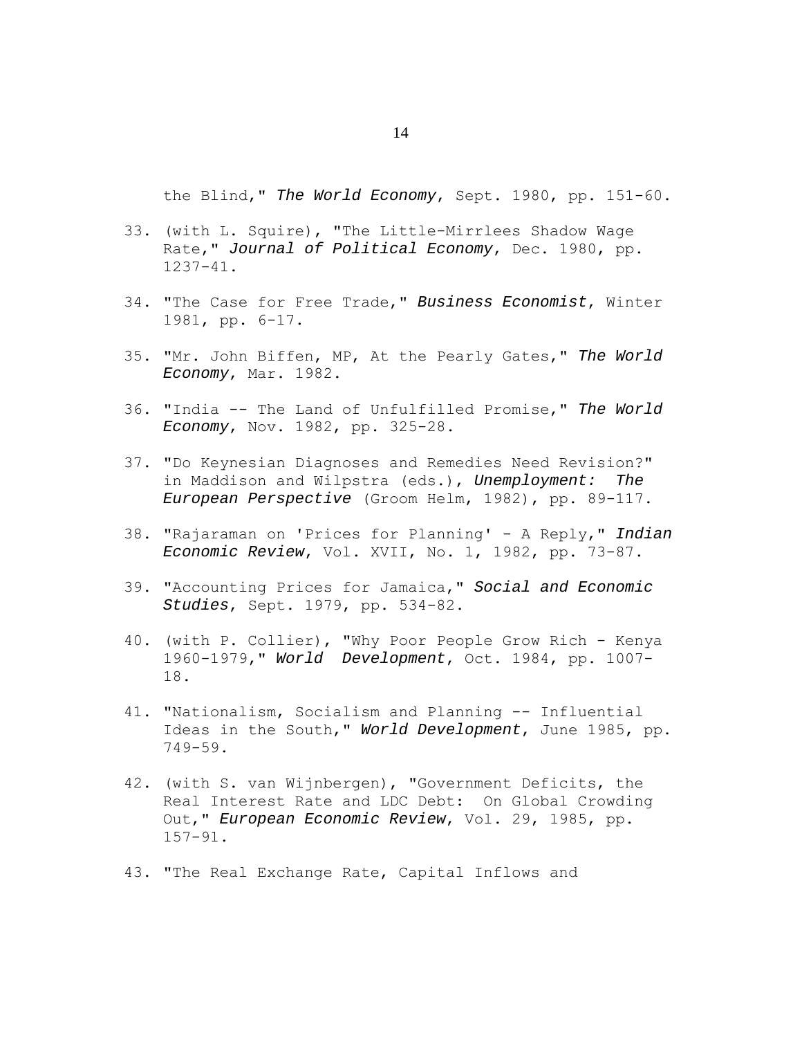the Blind," *The World Economy*, Sept. 1980, pp. 151-60.

33. (with L. Squire), "The Little-Mirrlees Shadow Wage Rate," *Journal of Political Economy*, Dec. 1980, pp. 1237-41.

34. "The Case for Free Trade," *Business Economist*, Winter 1981, pp. 6-17.

35. "Mr. John Biffen, MP, At the Pearly Gates," *The World Economy*, Mar. 1982.

36. "India -- The Land of Unfulfilled Promise," *The World Economy*, Nov. 1982, pp. 325-28.

37. "Do Keynesian Diagnoses and Remedies Need Revision?" in Maddison and Wilpstra (eds.), *Unemployment: The European Perspective* (Groom Helm, 1982), pp. 89-117.

38. "Rajaraman on 'Prices for Planning' - A Reply," *Indian Economic Review*, Vol. XVII, No. 1, 1982, pp. 73-87.

39. "Accounting Prices for Jamaica," *Social and Economic Studies*, Sept. 1979, pp. 534-82.

40. (with P. Collier), "Why Poor People Grow Rich - Kenya 1960-1979," *World Development*, Oct. 1984, pp. 1007-18.

41. "Nationalism, Socialism and Planning -- Influential Ideas in the South," *World Development*, June 1985, pp. 749-59.

42. (with S. van Wijnbergen), "Government Deficits, the Real Interest Rate and LDC Debt: On Global Crowding Out," *European Economic Review*, Vol. 29, 1985, pp. 157-91.

43. "The Real Exchange Rate, Capital Inflows and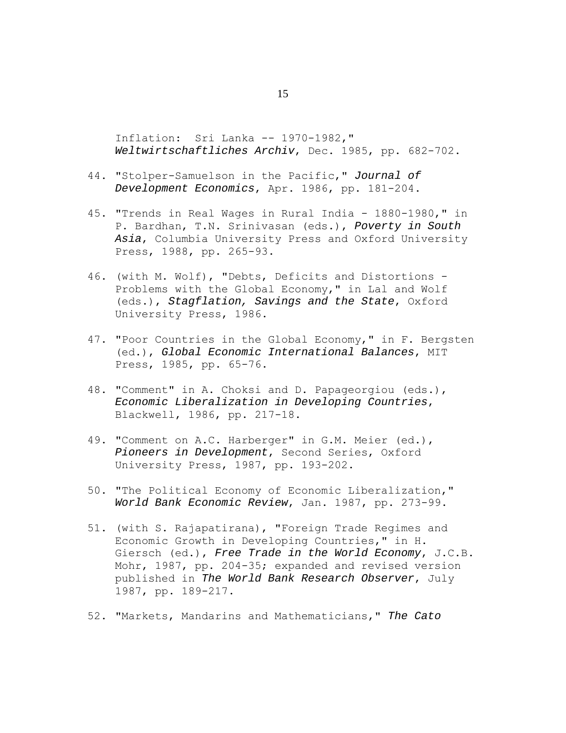Inflation: Sri Lanka -- 1970-1982," *Weltwirtschaftliches Archiv*, Dec. 1985, pp. 682-702.

44. "Stolper-Samuelson in the Pacific," *Journal of Development Economics*, Apr. 1986, pp. 181-204.

45. "Trends in Real Wages in Rural India - 1880-1980," in P. Bardhan, T.N. Srinivasan (eds.), *Poverty in South Asia*, Columbia University Press and Oxford University Press, 1988, pp. 265-93.

46. (with M. Wolf), "Debts, Deficits and Distortions - Problems with the Global Economy," in Lal and Wolf (eds.), *Stagflation, Savings and the State*, Oxford University Press, 1986.

47. "Poor Countries in the Global Economy," in F. Bergsten (ed.), *Global Economic International Balances*, MIT Press, 1985, pp. 65-76.

48. "Comment" in A. Choksi and D. Papageorgiou (eds.), *Economic Liberalization in Developing Countries*, Blackwell, 1986, pp. 217-18.

49. "Comment on A.C. Harberger" in G.M. Meier (ed.), *Pioneers in Development*, Second Series, Oxford University Press, 1987, pp. 193-202.

50. "The Political Economy of Economic Liberalization," *World Bank Economic Review*, Jan. 1987, pp. 273-99.

51. (with S. Rajapatirana), "Foreign Trade Regimes and Economic Growth in Developing Countries," in H. Giersch (ed.), *Free Trade in the World Economy*, J.C.B. Mohr, 1987, pp. 204-35; expanded and revised version published in *The World Bank Research Observer*, July 1987, pp. 189-217.

52. "Markets, Mandarins and Mathematicians," *The Cato*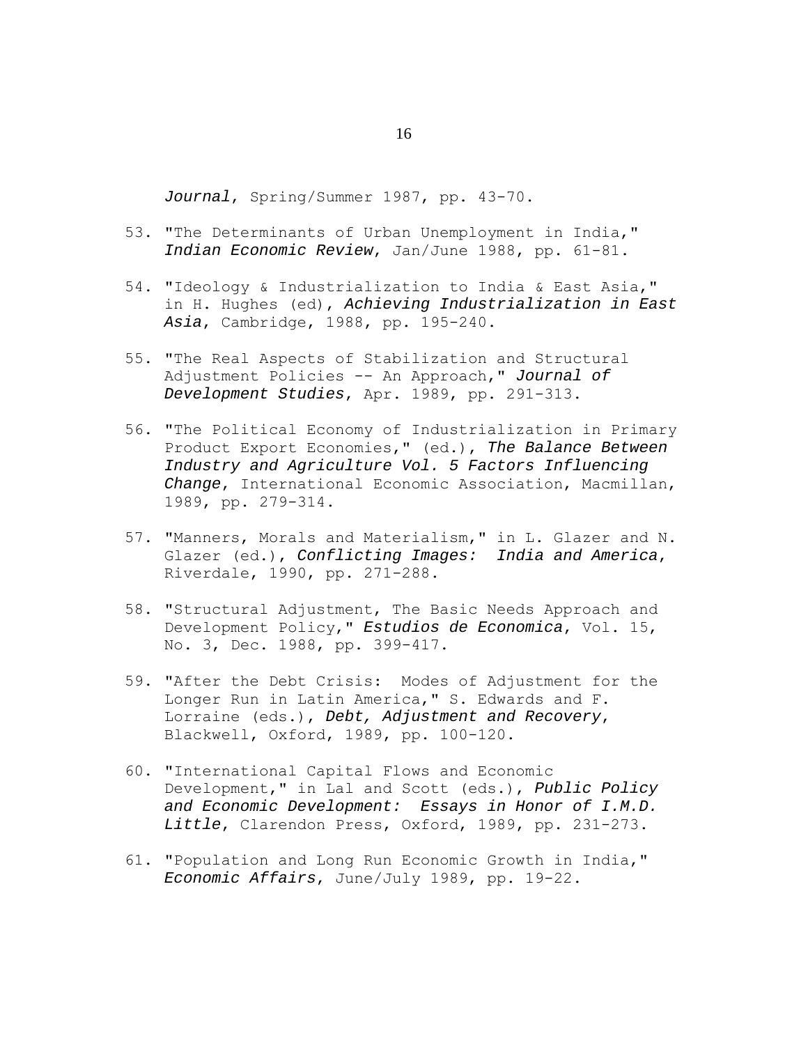*Journal*, Spring/Summer 1987, pp. 43-70.

53. "The Determinants of Urban Unemployment in India," *Indian Economic Review*, Jan/June 1988, pp. 61-81.

54. "Ideology & Industrialization to India & East Asia," in H. Hughes (ed), *Achieving Industrialization in East Asia*, Cambridge, 1988, pp. 195-240.

55. "The Real Aspects of Stabilization and Structural Adjustment Policies -- An Approach," *Journal of Development Studies*, Apr. 1989, pp. 291-313.

56. "The Political Economy of Industrialization in Primary Product Export Economies," (ed.), *The Balance Between Industry and Agriculture Vol. 5 Factors Influencing Change*, International Economic Association, Macmillan, 1989, pp. 279-314.

57. "Manners, Morals and Materialism," in L. Glazer and N. Glazer (ed.), *Conflicting Images: India and America*, Riverdale, 1990, pp. 271-288.

58. "Structural Adjustment, The Basic Needs Approach and Development Policy," *Estudios de Economica*, Vol. 15, No. 3, Dec. 1988, pp. 399-417.

59. "After the Debt Crisis: Modes of Adjustment for the Longer Run in Latin America," S. Edwards and F. Lorraine (eds.), *Debt, Adjustment and Recovery*, Blackwell, Oxford, 1989, pp. 100-120.

60. "International Capital Flows and Economic Development," in Lal and Scott (eds.), *Public Policy and Economic Development: Essays in Honor of I.M.D. Little*, Clarendon Press, Oxford, 1989, pp. 231-273.

61. "Population and Long Run Economic Growth in India," *Economic Affairs*, June/July 1989, pp. 19-22.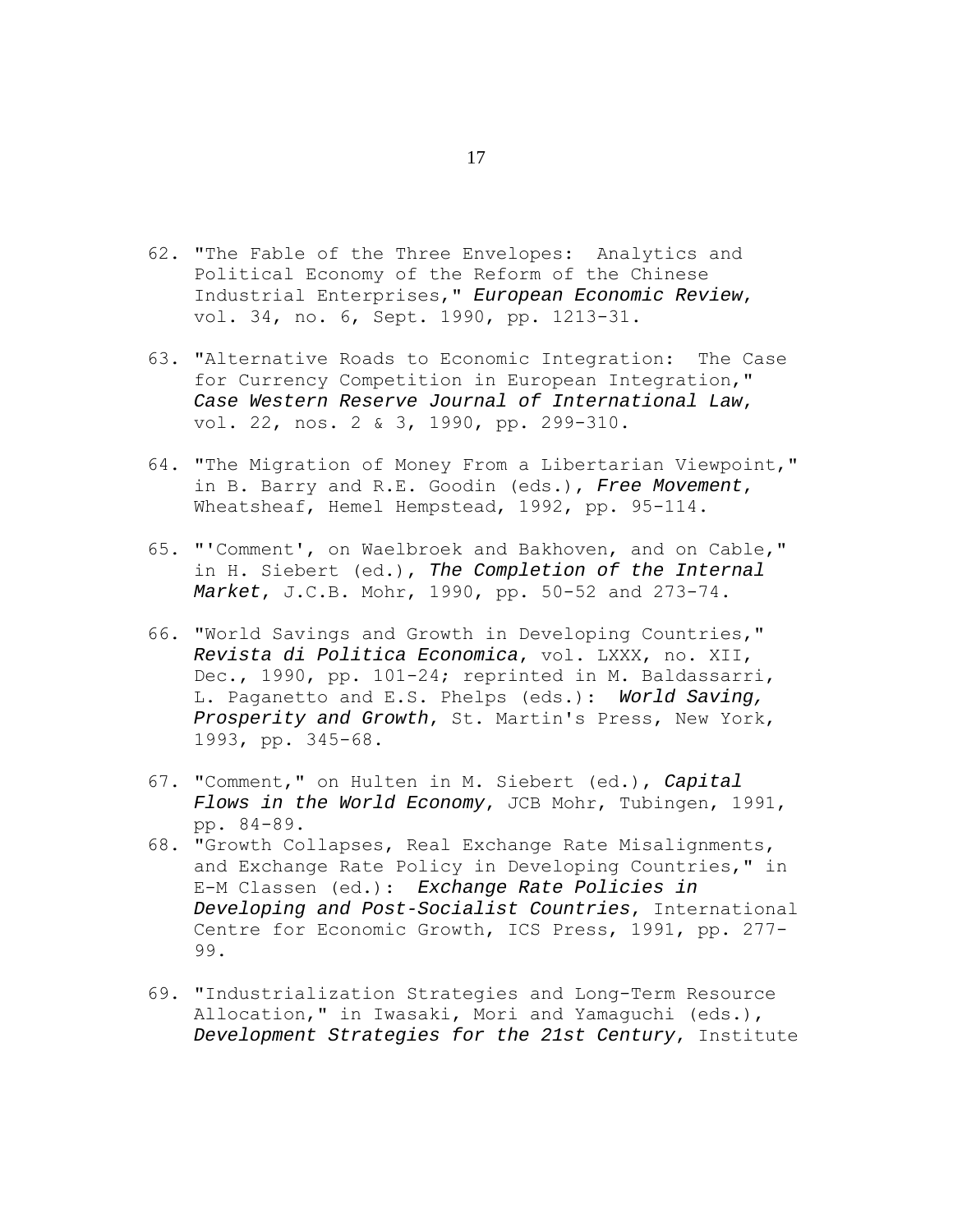62. "The Fable of the Three Envelopes: Analytics and Political Economy of the Reform of the Chinese Industrial Enterprises," *European Economic Review*, vol. 34, no. 6, Sept. 1990, pp. 1213-31.

63. "Alternative Roads to Economic Integration: The Case for Currency Competition in European Integration," *Case Western Reserve Journal of International Law*, vol. 22, nos. 2 & 3, 1990, pp. 299-310.

64. "The Migration of Money From a Libertarian Viewpoint," in B. Barry and R.E. Goodin (eds.), *Free Movement*, Wheatsheaf, Hemel Hempstead, 1992, pp. 95-114.

65. "'Comment', on Waelbroek and Bakhoven, and on Cable," in H. Siebert (ed.), *The Completion of the Internal Market*, J.C.B. Mohr, 1990, pp. 50-52 and 273-74.

66. "World Savings and Growth in Developing Countries," *Revista di Politica Economica*, vol. LXXX, no. XII, Dec., 1990, pp. 101-24; reprinted in M. Baldassarri, L. Paganetto and E.S. Phelps (eds.): *World Saving, Prosperity and Growth*, St. Martin's Press, New York, 1993, pp. 345-68.

67. "Comment," on Hulten in M. Siebert (ed.), *Capital Flows in the World Economy*, JCB Mohr, Tubingen, 1991, pp. 84-89.

68. "Growth Collapses, Real Exchange Rate Misalignments, and Exchange Rate Policy in Developing Countries," in E-M Classen (ed.): *Exchange Rate Policies in Developing and Post-Socialist Countries*, International Centre for Economic Growth, ICS Press, 1991, pp. 277-99.

69. "Industrialization Strategies and Long-Term Resource Allocation," in Iwasaki, Mori and Yamaguchi (eds.), *Development Strategies for the 21st Century*, Institute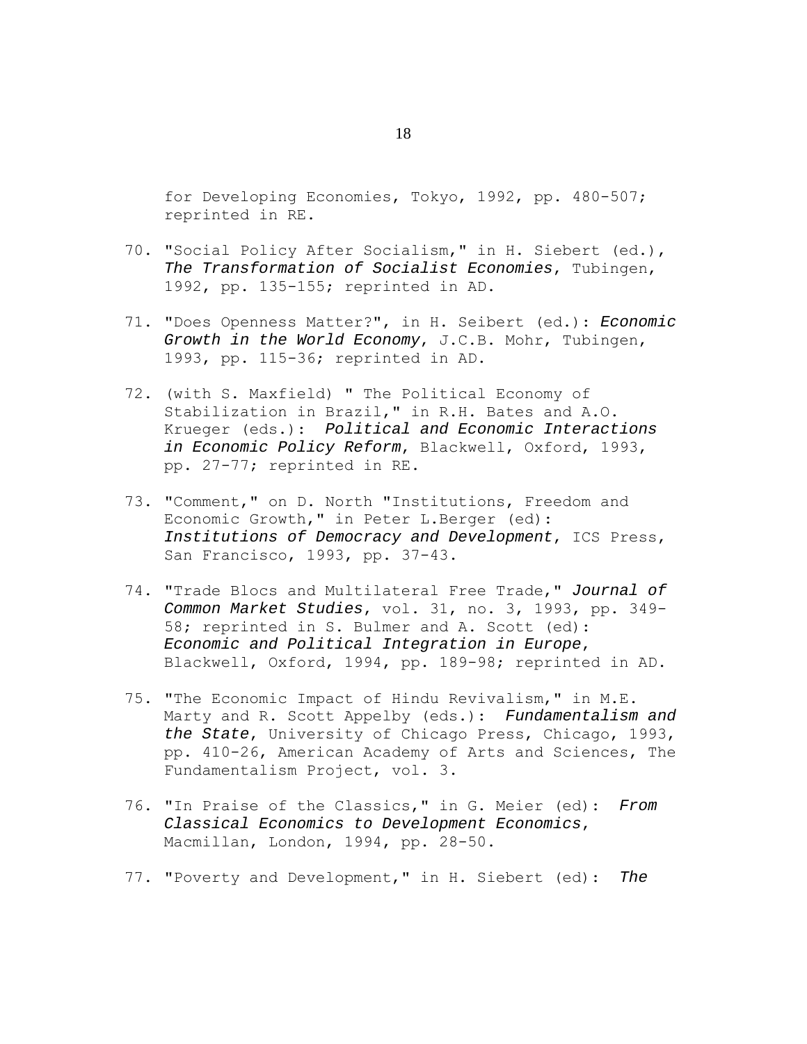for Developing Economies, Tokyo, 1992, pp. 480-507; reprinted in RE.

70. "Social Policy After Socialism," in H. Siebert (ed.), *The Transformation of Socialist Economies*, Tubingen, 1992, pp. 135-155; reprinted in AD.

71. "Does Openness Matter?", in H. Seibert (ed.): *Economic Growth in the World Economy*, J.C.B. Mohr, Tubingen, 1993, pp. 115-36; reprinted in AD.

72. (with S. Maxfield) " The Political Economy of Stabilization in Brazil," in R.H. Bates and A.O. Krueger (eds.): *Political and Economic Interactions in Economic Policy Reform*, Blackwell, Oxford, 1993, pp. 27-77; reprinted in RE.

73. "Comment," on D. North "Institutions, Freedom and Economic Growth," in Peter L.Berger (ed): *Institutions of Democracy and Development*, ICS Press, San Francisco, 1993, pp. 37-43.

74. "Trade Blocs and Multilateral Free Trade," *Journal of Common Market Studies*, vol. 31, no. 3, 1993, pp. 349-58; reprinted in S. Bulmer and A. Scott (ed): *Economic and Political Integration in Europe*, Blackwell, Oxford, 1994, pp. 189-98; reprinted in AD.

75. "The Economic Impact of Hindu Revivalism," in M.E. Marty and R. Scott Appelby (eds.): *Fundamentalism and the State*, University of Chicago Press, Chicago, 1993, pp. 410-26, American Academy of Arts and Sciences, The Fundamentalism Project, vol. 3.

76. "In Praise of the Classics," in G. Meier (ed): *From Classical Economics to Development Economics*, Macmillan, London, 1994, pp. 28-50.

77. "Poverty and Development," in H. Siebert (ed): *The*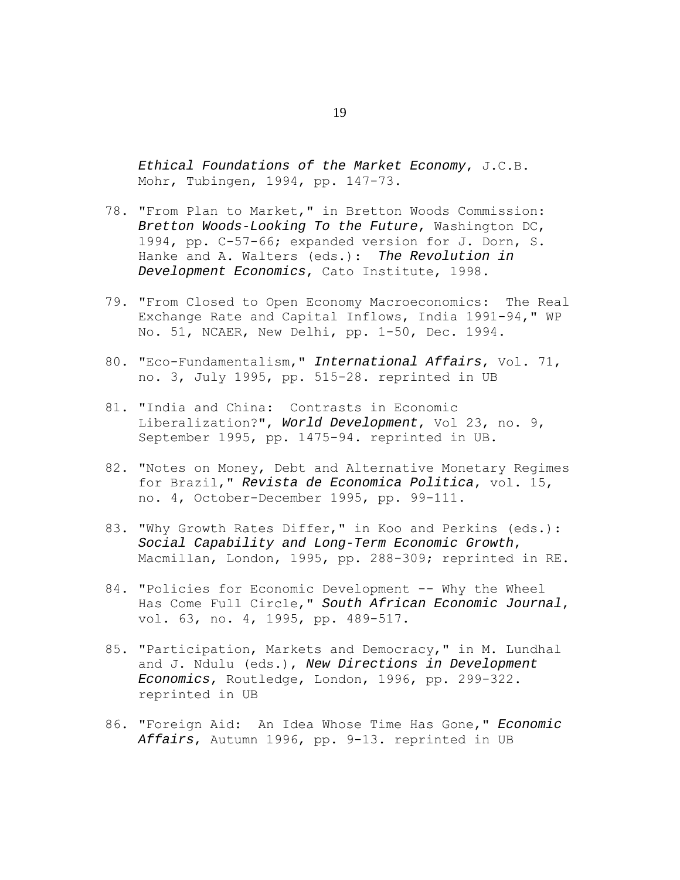*Ethical Foundations of the Market Economy*, J.C.B. Mohr, Tubingen, 1994, pp. 147-73.

78. "From Plan to Market," in Bretton Woods Commission: *Bretton Woods-Looking To the Future*, Washington DC, 1994, pp. C-57-66; expanded version for J. Dorn, S. Hanke and A. Walters (eds.): *The Revolution in Development Economics*, Cato Institute, 1998.

79. "From Closed to Open Economy Macroeconomics: The Real Exchange Rate and Capital Inflows, India 1991-94," WP No. 51, NCAER, New Delhi, pp. 1-50, Dec. 1994.

80. "Eco-Fundamentalism," *International Affairs*, Vol. 71, no. 3, July 1995, pp. 515-28. reprinted in UB

81. "India and China: Contrasts in Economic Liberalization?", *World Development*, Vol 23, no. 9, September 1995, pp. 1475-94. reprinted in UB.

82. "Notes on Money, Debt and Alternative Monetary Regimes for Brazil," *Revista de Economica Politica*, vol. 15, no. 4, October-December 1995, pp. 99-111.

83. "Why Growth Rates Differ," in Koo and Perkins (eds.): *Social Capability and Long-Term Economic Growth*, Macmillan, London, 1995, pp. 288-309; reprinted in RE.

84. "Policies for Economic Development -- Why the Wheel Has Come Full Circle," *South African Economic Journal*, vol. 63, no. 4, 1995, pp. 489-517.

85. "Participation, Markets and Democracy," in M. Lundhal and J. Ndulu (eds.), *New Directions in Development Economics*, Routledge, London, 1996, pp. 299-322. reprinted in UB

86. "Foreign Aid: An Idea Whose Time Has Gone," *Economic Affairs*, Autumn 1996, pp. 9-13. reprinted in UB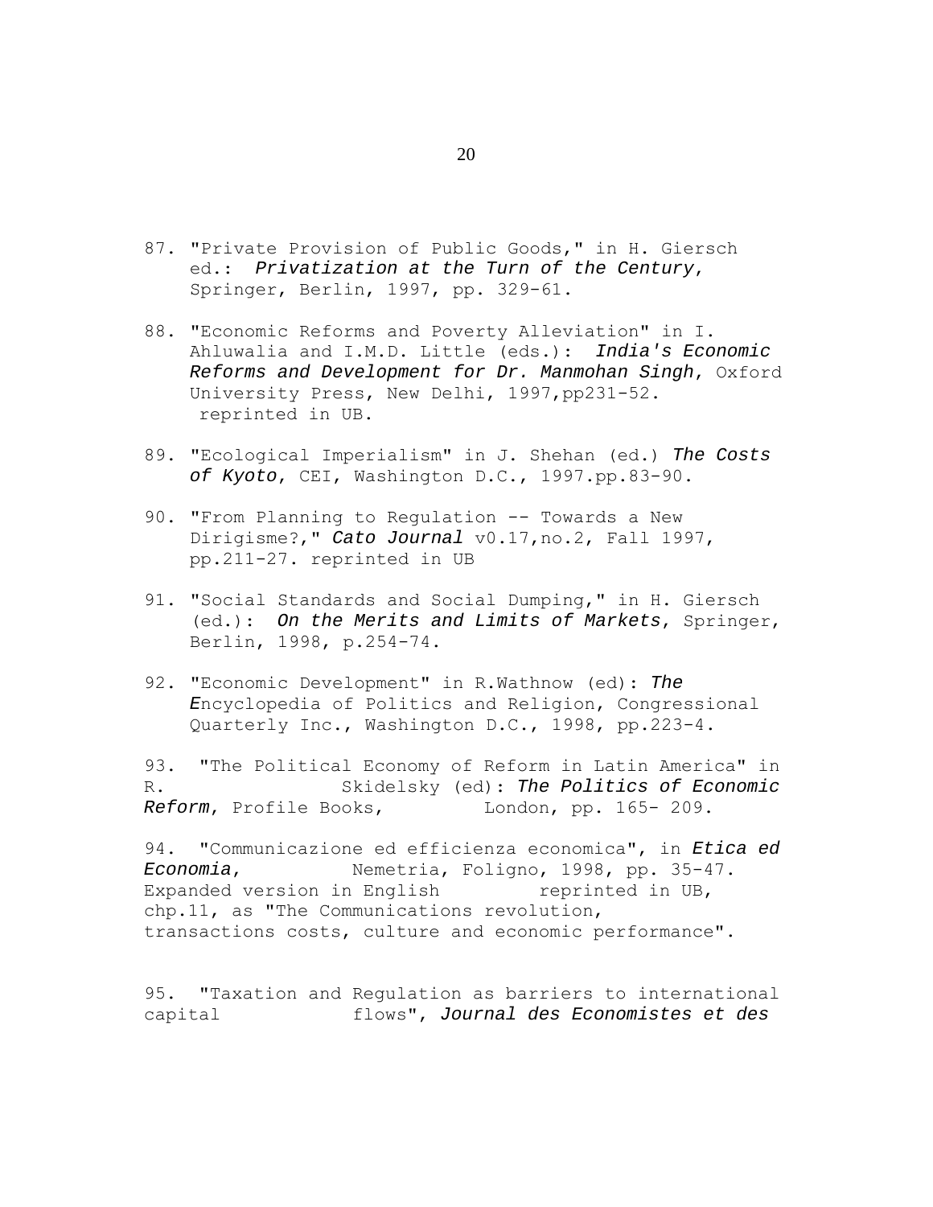87. "Private Provision of Public Goods," in H. Giersch ed.: *Privatization at the Turn of the Century*, Springer, Berlin, 1997, pp. 329-61.

88. "Economic Reforms and Poverty Alleviation" in I. Ahluwalia and I.M.D. Little (eds.): *India's Economic Reforms and Development for Dr. Manmohan Singh*, Oxford University Press, New Delhi, 1997,pp231-52. reprinted in UB.

89. "Ecological Imperialism" in J. Shehan (ed.) *The Costs of Kyoto*, CEI, Washington D.C., 1997.pp.83-90.

90. "From Planning to Regulation -- Towards a New Dirigisme?," *Cato Journal* v0.17,no.2, Fall 1997, pp.211-27. reprinted in UB

91. "Social Standards and Social Dumping," in H. Giersch (ed.): *On the Merits and Limits of Markets*, Springer, Berlin, 1998, p.254-74.

92. "Economic Development" in R.Wathnow (ed): *The E*ncyclopedia of Politics and Religion, Congressional Quarterly Inc., Washington D.C., 1998, pp.223-4.

93. "The Political Economy of Reform in Latin America" in R. Skidelsky (ed): *The Politics of Economic Reform*, Profile Books, London, pp. 165- 209.

94. "Communicazione ed efficienza economica", in *Etica ed Economia*, Nemetria, Foligno, 1998, pp. 35-47. Expanded version in English reprinted in UB, chp.11, as "The Communications revolution, transactions costs, culture and economic performance".

95. "Taxation and Regulation as barriers to international capital flows", *Journal des Economistes et des*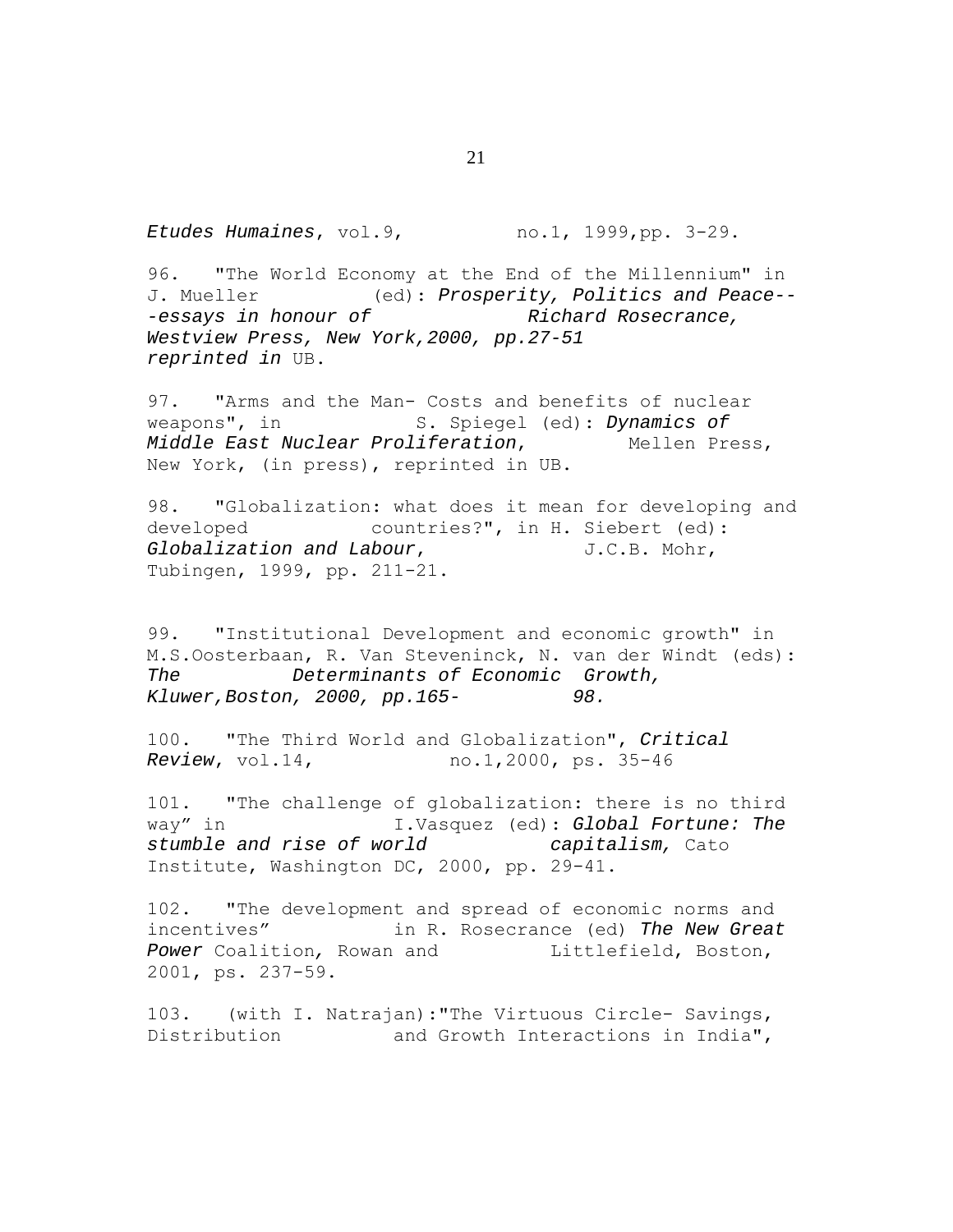*Etudes Humaines*, vol.9, no.1, 1999,pp. 3-29.

96. "The World Economy at the End of the Millennium" in J. Mueller (ed): *Prosperity, Politics and Peace--essays in honour of Richard Rosecrance, Westview Press, New York,2000, pp.27-51 reprinted in* UB.

97. "Arms and the Man- Costs and benefits of nuclear weapons", in S. Spiegel (ed): *Dynamics of Middle East Nuclear Proliferation*, Mellen Press, New York, (in press), reprinted in UB.

98. "Globalization: what does it mean for developing and developed countries?", in H. Siebert (ed): *Globalization and Labour*, J.C.B. Mohr, Tubingen, 1999, pp. 211-21.

99. "Institutional Development and economic growth" in M.S.Oosterbaan, R. Van Steveninck, N. van der Windt (eds): *The Determinants of Economic Growth, Kluwer,Boston, 2000, pp.165-98.*

100. "The Third World and Globalization", *Critical Review*, vol.14, no.1,2000, ps. 35-46

101. "The challenge of globalization: there is no third way" in I.Vasquez (ed): *Global Fortune: The stumble and rise of world capitalism,* Cato Institute, Washington DC, 2000, pp. 29-41.

102. "The development and spread of economic norms and incentives" in R. Rosecrance (ed) *The New Great Power* Coalition, Rowan and Littlefield, Boston, 2001, ps. 237-59.

103. (with I. Natrajan):"The Virtuous Circle- Savings, Distribution and Growth Interactions in India",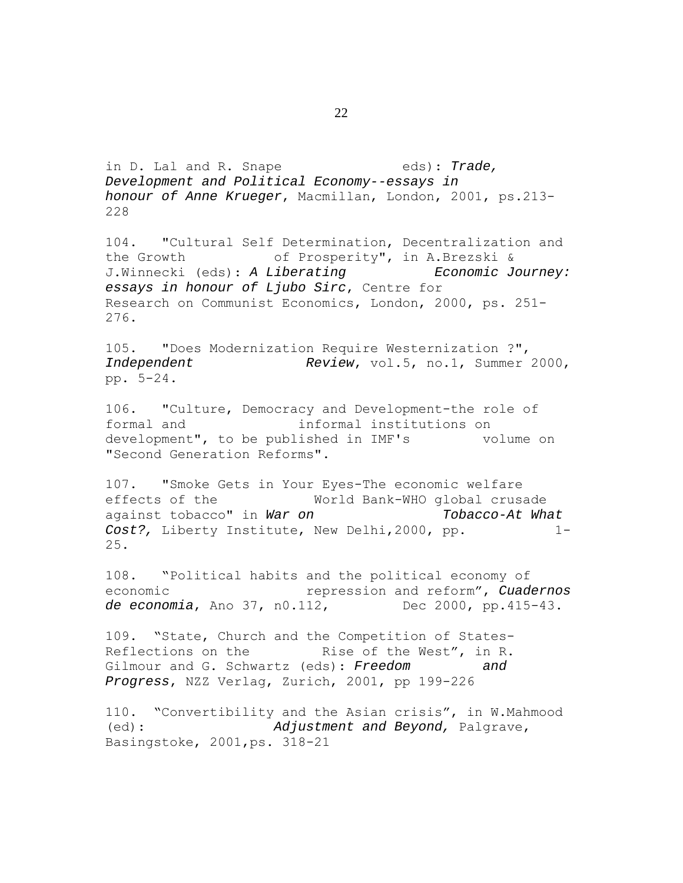in D. Lal and R. Snape eds): *Trade, Development and Political Economy--essays in honour of Anne Krueger*, Macmillan, London, 2001, ps.213-228

104. "Cultural Self Determination, Decentralization and the Growth of Prosperity", in A.Brezski & J.Winnecki (eds): *A Liberating Economic Journey: essays in honour of Ljubo Sirc*, Centre for Research on Communist Economics, London, 2000, ps. 251-276.

105. "Does Modernization Require Westernization ?", *Independent Review*, vol.5, no.1, Summer 2000, pp. 5-24.

106. "Culture, Democracy and Development-the role of formal and informal institutions on development", to be published in IMF's volume on "Second Generation Reforms".

107. "Smoke Gets in Your Eyes-The economic welfare effects of the World Bank-WHO global crusade against tobacco" in *War on Tobacco-At What Cost?,* Liberty Institute, New Delhi,2000, pp. 1-25.

108. "Political habits and the political economy of economic repression and reform", *Cuadernos de economia*, Ano 37, n0.112, Dec 2000, pp.415-43.

109. "State, Church and the Competition of States-Reflections on the Rise of the West", in R. Gilmour and G. Schwartz (eds): *Freedom and Progress*, NZZ Verlag, Zurich, 2001, pp 199-226

110. "Convertibility and the Asian crisis", in W.Mahmood (ed): *Adjustment and Beyond,* Palgrave, Basingstoke, 2001,ps. 318-21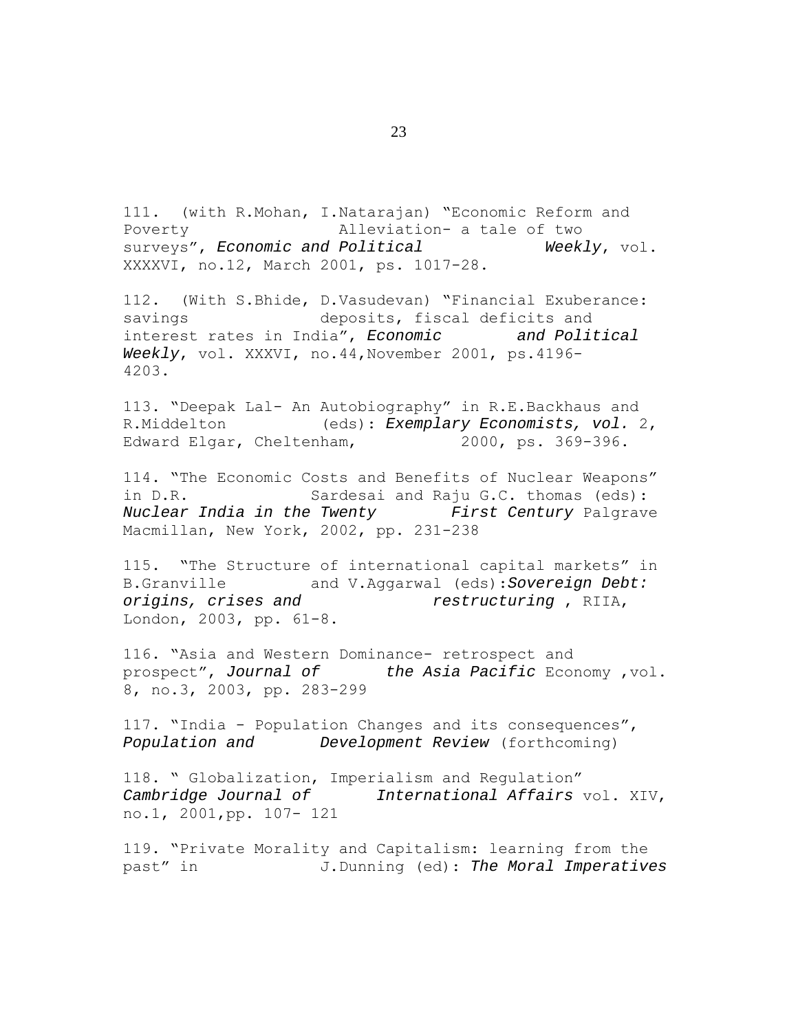111. (with R.Mohan, I.Natarajan) "Economic Reform and Poverty Alleviation- a tale of two surveys", *Economic and Political Weekly*, vol. XXXXVI, no.12, March 2001, ps. 1017-28.

112. (With S.Bhide, D.Vasudevan) "Financial Exuberance: savings deposits, fiscal deficits and interest rates in India", *Economic and Political Weekly*, vol. XXXVI, no.44,November 2001, ps.4196-4203.

113. "Deepak Lal- An Autobiography" in R.E.Backhaus and R.Middelton (eds): *Exemplary Economists, vol.* 2, Edward Elgar, Cheltenham, 2000, ps. 369-396.

114. "The Economic Costs and Benefits of Nuclear Weapons" in D.R. Sardesai and Raju G.C. thomas (eds): *Nuclear India in the Twenty First Century* Palgrave Macmillan, New York, 2002, pp. 231-238

115. "The Structure of international capital markets" in B.Granville and V.Aggarwal (eds):*Sovereign Debt: origins, crises and restructuring* , RIIA, London, 2003, pp. 61-8.

116. "Asia and Western Dominance- retrospect and prospect", *Journal of the Asia Pacific* Economy ,vol. 8, no.3, 2003, pp. 283-299

117. "India - Population Changes and its consequences", *Population and Development Review* (forthcoming)

118. " Globalization, Imperialism and Regulation" *Cambridge Journal of International Affairs* vol. XIV, no.1, 2001,pp. 107- 121

119. "Private Morality and Capitalism: learning from the past" in J.Dunning (ed): *The Moral Imperatives*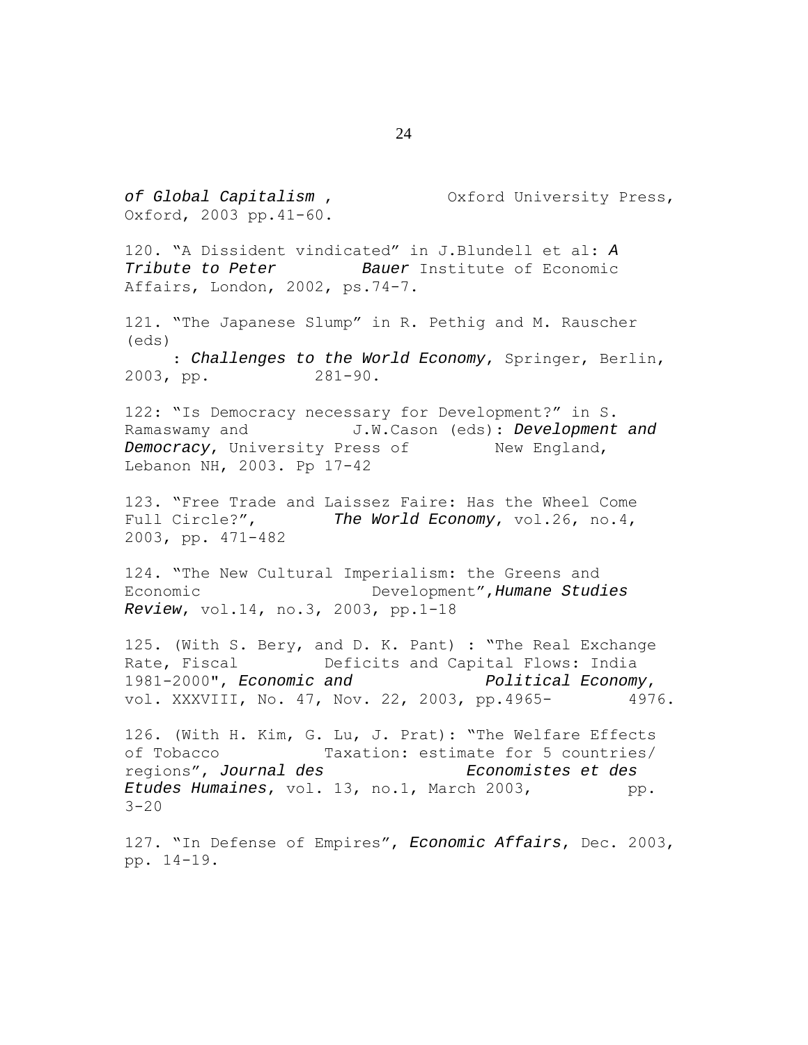*of Global Capitalism* , Oxford University Press, Oxford, 2003 pp.41-60.

120. "A Dissident vindicated" in J.Blundell et al: *A Tribute to Peter Bauer* Institute of Economic Affairs, London, 2002, ps.74-7.

121. "The Japanese Slump" in R. Pethig and M. Rauscher (eds) : *Challenges to the World Economy*, Springer, Berlin, 2003, pp. 281-90.

122: "Is Democracy necessary for Development?" in S. Ramaswamy and J.W.Cason (eds): *Development and Democracy*, University Press of New England, Lebanon NH, 2003. Pp 17-42

123. "Free Trade and Laissez Faire: Has the Wheel Come Full Circle?", *The World Economy*, vol.26, no.4, 2003, pp. 471-482

124. "The New Cultural Imperialism: the Greens and Economic Development",*Humane Studies Review*, vol.14, no.3, 2003, pp.1-18

125. (With S. Bery, and D. K. Pant) : "The Real Exchange Rate, Fiscal Deficits and Capital Flows: India 1981-2000", *Economic and Political Economy*, vol. XXXVIII, No. 47, Nov. 22, 2003, pp.4965- 4976.

126. (With H. Kim, G. Lu, J. Prat): "The Welfare Effects of Tobacco Taxation: estimate for 5 countries/ regions", *Journal des Economistes et des Etudes Humaines*, vol. 13, no.1, March 2003, pp. 3-20

127. "In Defense of Empires", *Economic Affairs*, Dec. 2003, pp. 14-19.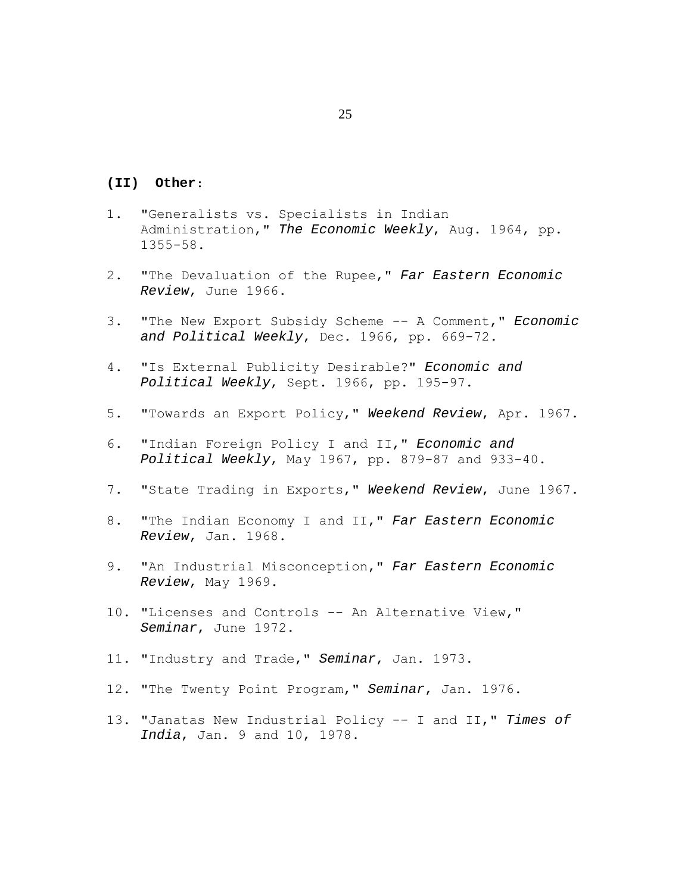**(II) Other:**

1. "Generalists vs. Specialists in Indian Administration," *The Economic Weekly*, Aug. 1964, pp. 1355-58.

2. "The Devaluation of the Rupee," *Far Eastern Economic Review*, June 1966.

3. "The New Export Subsidy Scheme -- A Comment," *Economic and Political Weekly*, Dec. 1966, pp. 669-72.

4. "Is External Publicity Desirable?" *Economic and Political Weekly*, Sept. 1966, pp. 195-97.

5. "Towards an Export Policy," *Weekend Review*, Apr. 1967.

6. "Indian Foreign Policy I and II," *Economic and Political Weekly*, May 1967, pp. 879-87 and 933-40.

7. "State Trading in Exports," *Weekend Review*, June 1967.

8. "The Indian Economy I and II," *Far Eastern Economic Review*, Jan. 1968.

9. "An Industrial Misconception," *Far Eastern Economic Review*, May 1969.

10. "Licenses and Controls -- An Alternative View," *Seminar*, June 1972.

11. "Industry and Trade," *Seminar*, Jan. 1973.

12. "The Twenty Point Program," *Seminar*, Jan. 1976.

13. "Janatas New Industrial Policy -- I and II," *Times of India*, Jan. 9 and 10, 1978.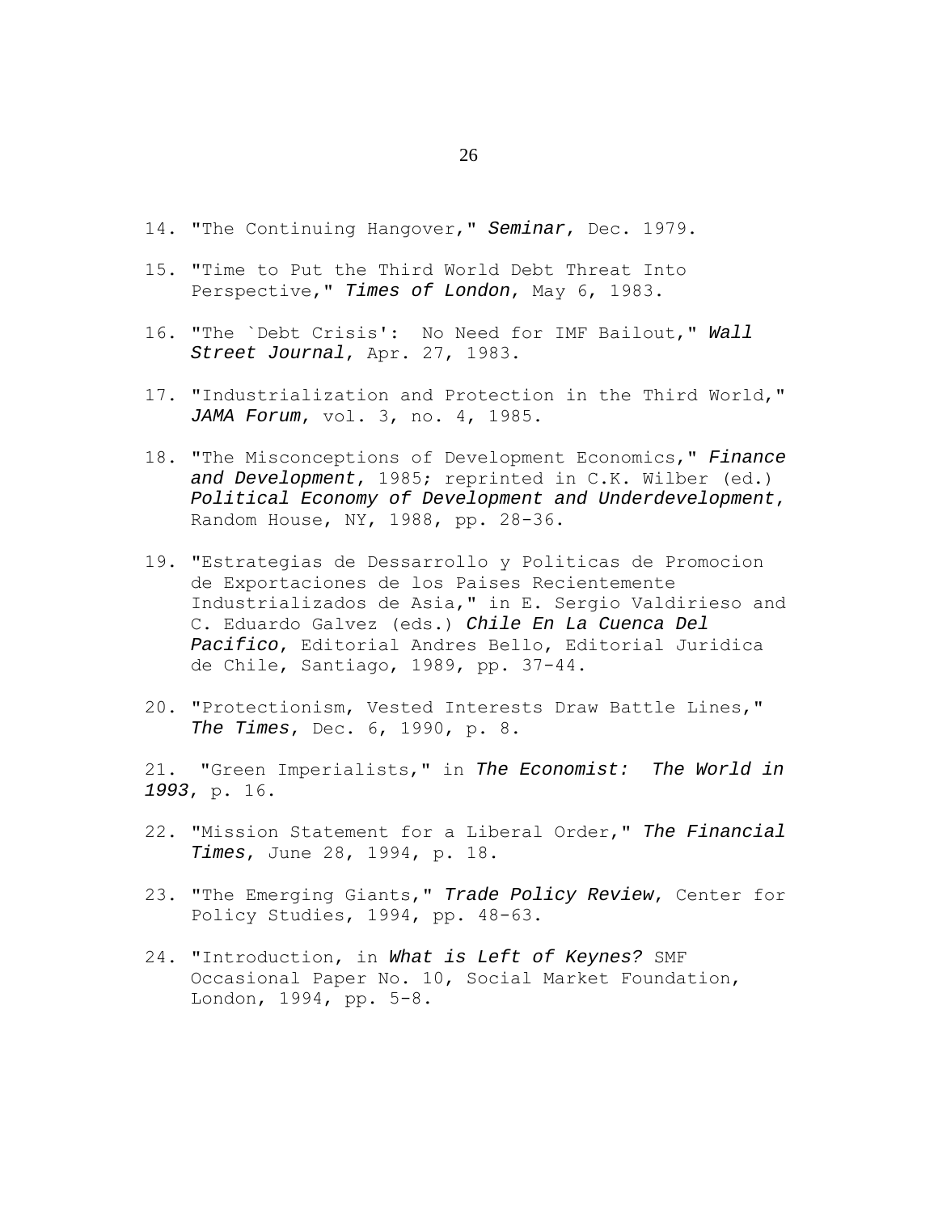14. "The Continuing Hangover," *Seminar*, Dec. 1979.

15. "Time to Put the Third World Debt Threat Into Perspective," *Times of London*, May 6, 1983.

16. "The `Debt Crisis': No Need for IMF Bailout," *Wall Street Journal*, Apr. 27, 1983.

17. "Industrialization and Protection in the Third World," *JAMA Forum*, vol. 3, no. 4, 1985.

18. "The Misconceptions of Development Economics," *Finance and Development*, 1985; reprinted in C.K. Wilber (ed.) *Political Economy of Development and Underdevelopment*, Random House, NY, 1988, pp. 28-36.

19. "Estrategias de Dessarrollo y Politicas de Promocion de Exportaciones de los Paises Recientemente Industrializados de Asia," in E. Sergio Valdirieso and C. Eduardo Galvez (eds.) *Chile En La Cuenca Del Pacifico*, Editorial Andres Bello, Editorial Juridica de Chile, Santiago, 1989, pp. 37-44.

20. "Protectionism, Vested Interests Draw Battle Lines," *The Times*, Dec. 6, 1990, p. 8.

21. "Green Imperialists," in *The Economist: The World in 1993*, p. 16.

22. "Mission Statement for a Liberal Order," *The Financial Times*, June 28, 1994, p. 18.

23. "The Emerging Giants," *Trade Policy Review*, Center for Policy Studies, 1994, pp. 48-63.

24. "Introduction, in *What is Left of Keynes?* SMF Occasional Paper No. 10, Social Market Foundation, London, 1994, pp. 5-8.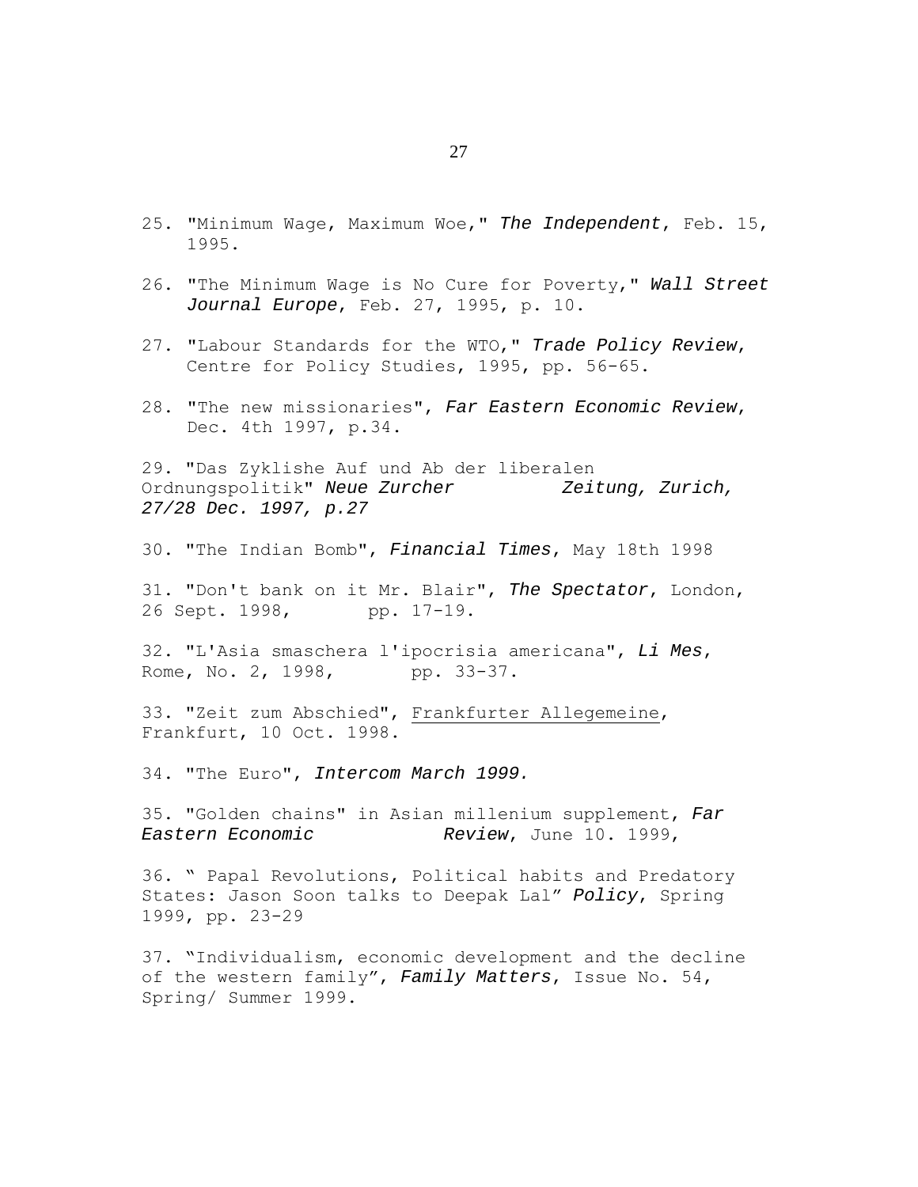25. "Minimum Wage, Maximum Woe," *The Independent*, Feb. 15, 1995.

26. "The Minimum Wage is No Cure for Poverty," *Wall Street Journal Europe*, Feb. 27, 1995, p. 10.

27. "Labour Standards for the WTO," *Trade Policy Review*, Centre for Policy Studies, 1995, pp. 56-65.

28. "The new missionaries", *Far Eastern Economic Review*, Dec. 4th 1997, p.34.

29. "Das Zyklishe Auf und Ab der liberalen Ordnungspolitik" *Neue Zurcher Zeitung, Zurich, 27/28 Dec. 1997, p.27*

30. "The Indian Bomb", *Financial Times*, May 18th 1998

31. "Don't bank on it Mr. Blair", *The Spectator*, London, 26 Sept. 1998, pp. 17-19.

32. "L'Asia smaschera l'ipocrisia americana", *Li Mes*, Rome, No. 2, 1998, pp. 33-37.

33. "Zeit zum Abschied", Frankfurter Allegemeine, Frankfurt, 10 Oct. 1998.

34. "The Euro", *Intercom March 1999.*

35. "Golden chains" in Asian millenium supplement, *Far Eastern Economic Review*, June 10. 1999,

36. " Papal Revolutions, Political habits and Predatory States: Jason Soon talks to Deepak Lal" *Policy*, Spring 1999, pp. 23-29

37. "Individualism, economic development and the decline of the western family", *Family Matters*, Issue No. 54, Spring/ Summer 1999.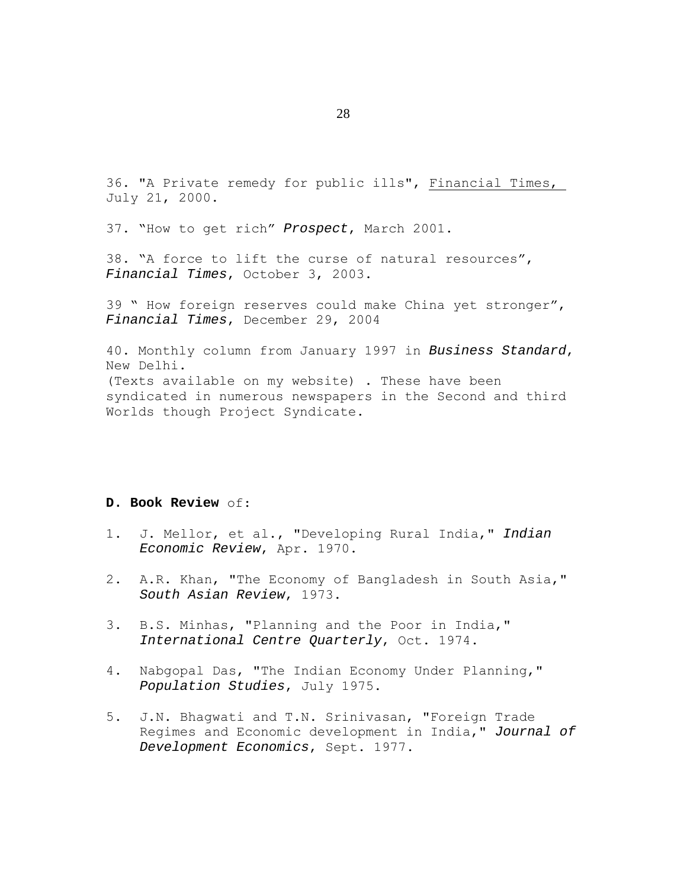36. "A Private remedy for public ills", Financial Times, July 21, 2000.

37. "How to get rich" ***Prospect***, March 2001.

38. "A force to lift the curse of natural resources", ***Financial Times***, October 3, 2003.

39 " How foreign reserves could make China yet stronger", ***Financial Times***, December 29, 2004

40. Monthly column from January 1997 in *Business Standard*, New Delhi.
(Texts available on my website) . These have been syndicated in numerous newspapers in the Second and third Worlds though Project Syndicate.

**D. Book Review** of:

1. J. Mellor, et al., "Developing Rural India," *Indian Economic Review*, Apr. 1970.

2. A.R. Khan, "The Economy of Bangladesh in South Asia," *South Asian Review*, 1973.

3. B.S. Minhas, "Planning and the Poor in India," *International Centre Quarterly*, Oct. 1974.

4. Nabgopal Das, "The Indian Economy Under Planning," *Population Studies*, July 1975.

5. J.N. Bhagwati and T.N. Srinivasan, "Foreign Trade Regimes and Economic development in India," *Journal of Development Economics*, Sept. 1977.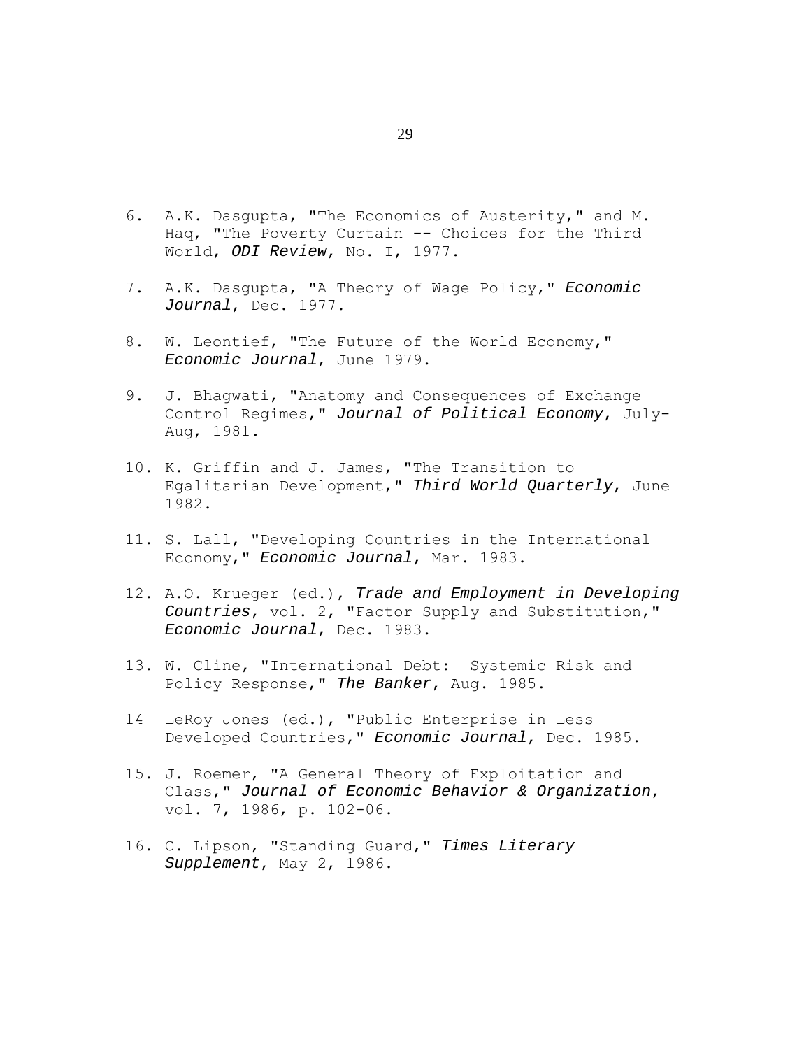6. A.K. Dasgupta, "The Economics of Austerity," and M. Haq, "The Poverty Curtain -- Choices for the Third World, *ODI Review*, No. I, 1977.

7. A.K. Dasgupta, "A Theory of Wage Policy," *Economic Journal*, Dec. 1977.

8. W. Leontief, "The Future of the World Economy," *Economic Journal*, June 1979.

9. J. Bhagwati, "Anatomy and Consequences of Exchange Control Regimes," *Journal of Political Economy*, July-Aug, 1981.

10. K. Griffin and J. James, "The Transition to Egalitarian Development," *Third World Quarterly*, June 1982.

11. S. Lall, "Developing Countries in the International Economy," *Economic Journal*, Mar. 1983.

12. A.O. Krueger (ed.), *Trade and Employment in Developing Countries*, vol. 2, "Factor Supply and Substitution," *Economic Journal*, Dec. 1983.

13. W. Cline, "International Debt: Systemic Risk and Policy Response," *The Banker*, Aug. 1985.

14 LeRoy Jones (ed.), "Public Enterprise in Less Developed Countries," *Economic Journal*, Dec. 1985.

15. J. Roemer, "A General Theory of Exploitation and Class," *Journal of Economic Behavior & Organization*, vol. 7, 1986, p. 102-06.

16. C. Lipson, "Standing Guard," *Times Literary Supplement*, May 2, 1986.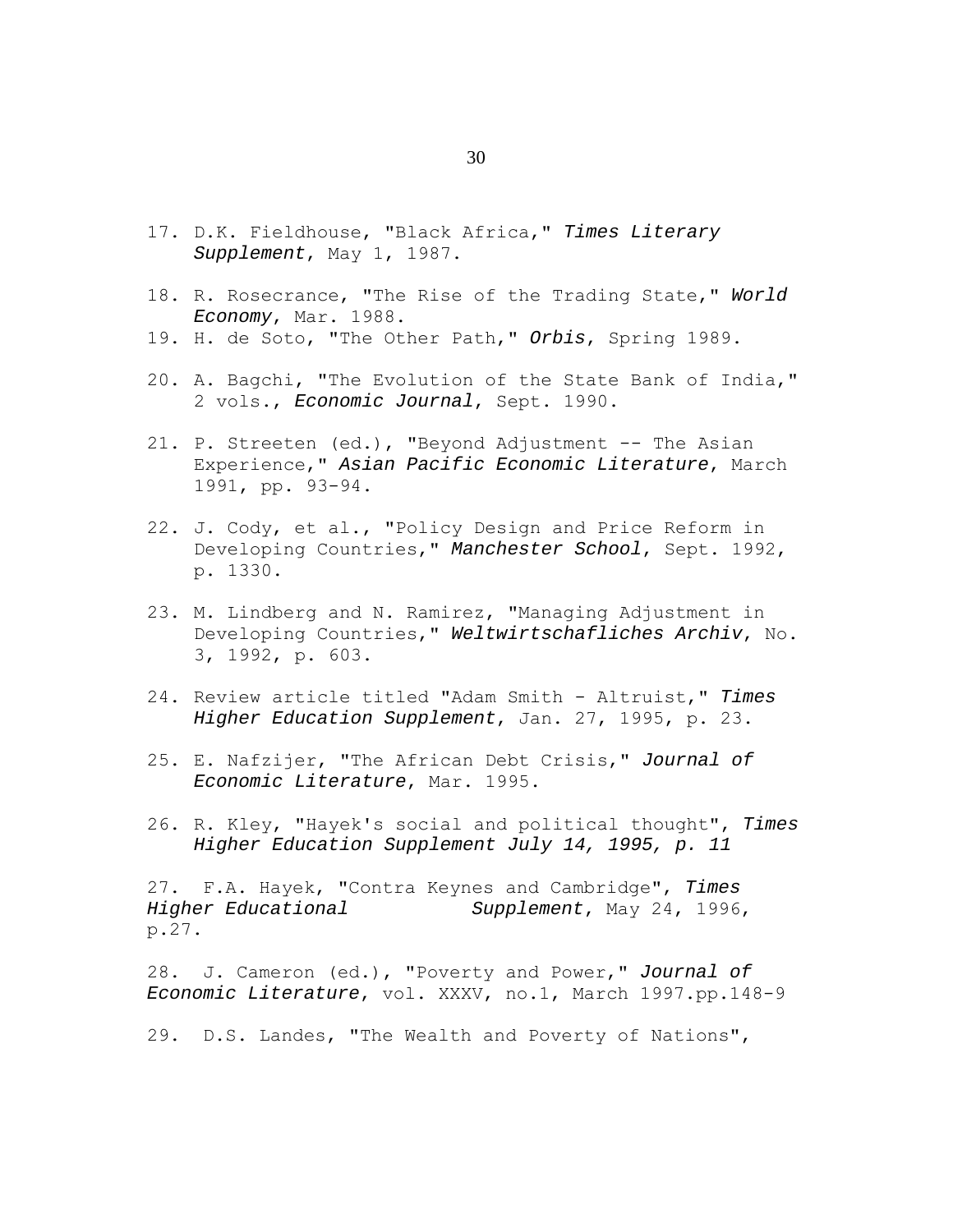17. D.K. Fieldhouse, "Black Africa," *Times Literary Supplement*, May 1, 1987.

18. R. Rosecrance, "The Rise of the Trading State," *World Economy*, Mar. 1988.

19. H. de Soto, "The Other Path," *Orbis*, Spring 1989.

20. A. Bagchi, "The Evolution of the State Bank of India," 2 vols., *Economic Journal*, Sept. 1990.

21. P. Streeten (ed.), "Beyond Adjustment -- The Asian Experience," *Asian Pacific Economic Literature*, March 1991, pp. 93-94.

22. J. Cody, et al., "Policy Design and Price Reform in Developing Countries," *Manchester School*, Sept. 1992, p. 1330.

23. M. Lindberg and N. Ramirez, "Managing Adjustment in Developing Countries," *Weltwirtschafliches Archiv*, No. 3, 1992, p. 603.

24. Review article titled "Adam Smith - Altruist," *Times Higher Education Supplement*, Jan. 27, 1995, p. 23.

25. E. Nafzijer, "The African Debt Crisis," *Journal of Economic Literature*, Mar. 1995.

26. R. Kley, "Hayek's social and political thought", *Times Higher Education Supplement July 14, 1995, p. 11*

27. F.A. Hayek, "Contra Keynes and Cambridge", *Times Higher Educational Supplement*, May 24, 1996, p.27.

28. J. Cameron (ed.), "Poverty and Power," *Journal of Economic Literature*, vol. XXXV, no.1, March 1997.pp.148-9

29. D.S. Landes, "The Wealth and Poverty of Nations",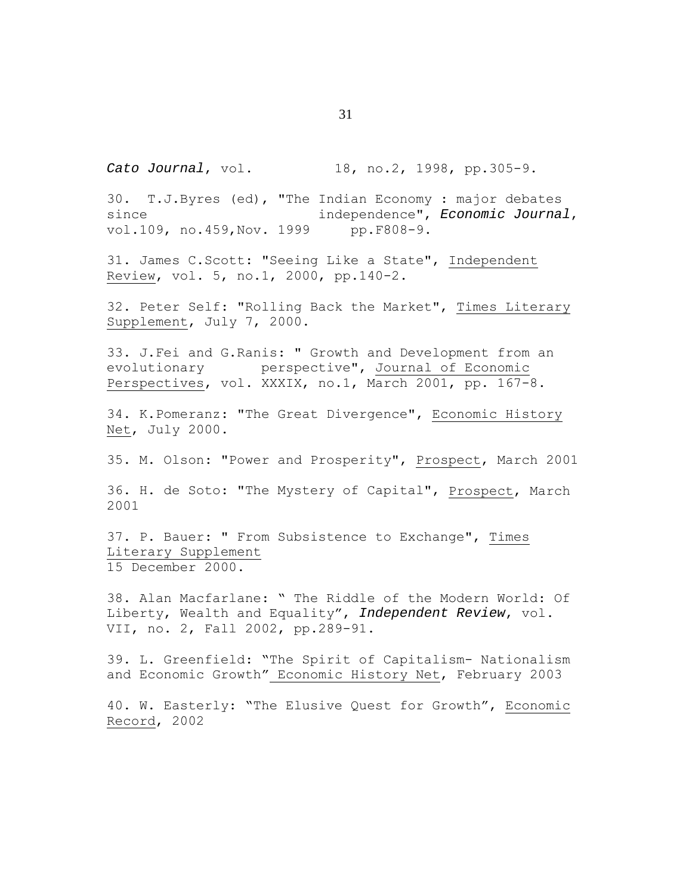*Cato Journal*, vol. 18, no.2, 1998, pp.305-9.

30. T.J.Byres (ed), "The Indian Economy : major debates since independence", *Economic Journal*, vol.109, no.459,Nov. 1999 pp.F808-9.

31. James C.Scott: "Seeing Like a State", Independent Review, vol. 5, no.1, 2000, pp.140-2.

32. Peter Self: "Rolling Back the Market", Times Literary Supplement, July 7, 2000.

33. J.Fei and G.Ranis: " Growth and Development from an evolutionary perspective", Journal of Economic Perspectives, vol. XXXIX, no.1, March 2001, pp. 167-8.

34. K.Pomeranz: "The Great Divergence", Economic History Net, July 2000.

35. M. Olson: "Power and Prosperity", Prospect, March 2001

36. H. de Soto: "The Mystery of Capital", Prospect, March 2001

37. P. Bauer: " From Subsistence to Exchange", Times Literary Supplement 15 December 2000.

38. Alan Macfarlane: " The Riddle of the Modern World: Of Liberty, Wealth and Equality", *Independent Review*, vol. VII, no. 2, Fall 2002, pp.289-91.

39. L. Greenfield: "The Spirit of Capitalism- Nationalism and Economic Growth" Economic History Net, February 2003

40. W. Easterly: "The Elusive Quest for Growth", Economic Record, 2002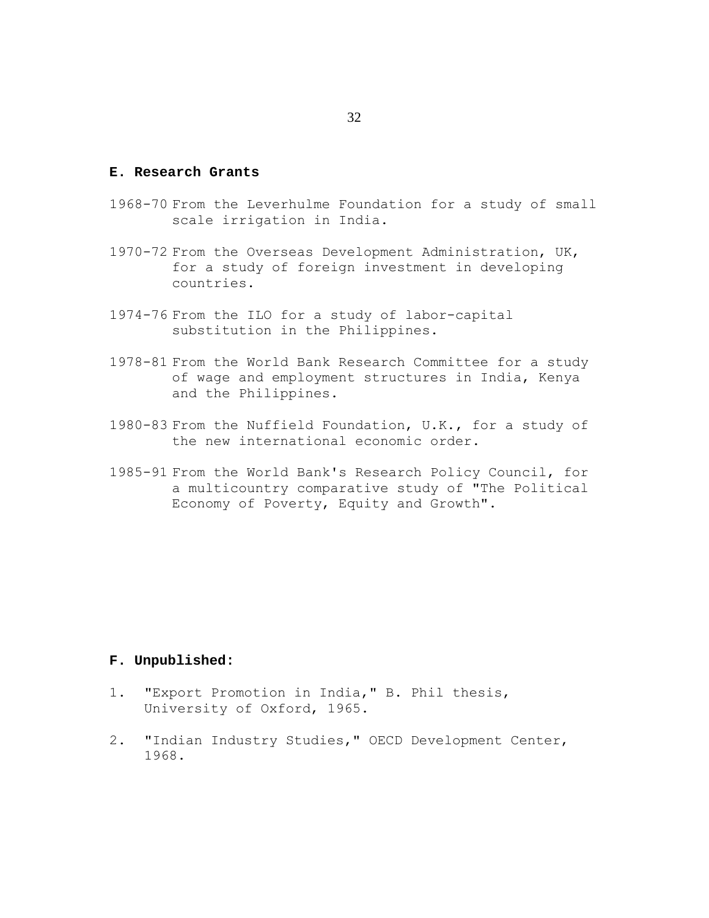## E. Research Grants

1968-70 From the Leverhulme Foundation for a study of small scale irrigation in India.

1970-72 From the Overseas Development Administration, UK, for a study of foreign investment in developing countries.

1974-76 From the ILO for a study of labor-capital substitution in the Philippines.

1978-81 From the World Bank Research Committee for a study of wage and employment structures in India, Kenya and the Philippines.

1980-83 From the Nuffield Foundation, U.K., for a study of the new international economic order.

1985-91 From the World Bank's Research Policy Council, for a multicountry comparative study of "The Political Economy of Poverty, Equity and Growth".

## F. Unpublished:

1. "Export Promotion in India," B. Phil thesis, University of Oxford, 1965.

2. "Indian Industry Studies," OECD Development Center, 1968.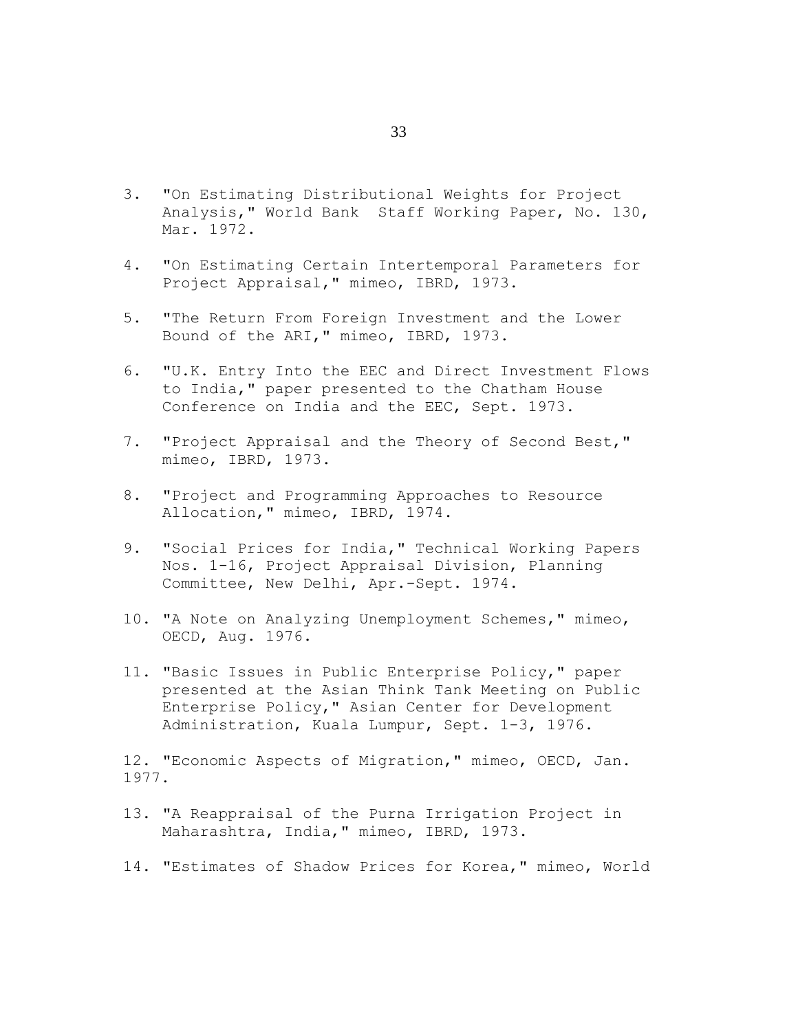3. "On Estimating Distributional Weights for Project Analysis," World Bank Staff Working Paper, No. 130, Mar. 1972.

4. "On Estimating Certain Intertemporal Parameters for Project Appraisal," mimeo, IBRD, 1973.

5. "The Return From Foreign Investment and the Lower Bound of the ARI," mimeo, IBRD, 1973.

6. "U.K. Entry Into the EEC and Direct Investment Flows to India," paper presented to the Chatham House Conference on India and the EEC, Sept. 1973.

7. "Project Appraisal and the Theory of Second Best," mimeo, IBRD, 1973.

8. "Project and Programming Approaches to Resource Allocation," mimeo, IBRD, 1974.

9. "Social Prices for India," Technical Working Papers Nos. 1-16, Project Appraisal Division, Planning Committee, New Delhi, Apr.-Sept. 1974.

10. "A Note on Analyzing Unemployment Schemes," mimeo, OECD, Aug. 1976.

11. "Basic Issues in Public Enterprise Policy," paper presented at the Asian Think Tank Meeting on Public Enterprise Policy," Asian Center for Development Administration, Kuala Lumpur, Sept. 1-3, 1976.

12. "Economic Aspects of Migration," mimeo, OECD, Jan. 1977.

13. "A Reappraisal of the Purna Irrigation Project in Maharashtra, India," mimeo, IBRD, 1973.

14. "Estimates of Shadow Prices for Korea," mimeo, World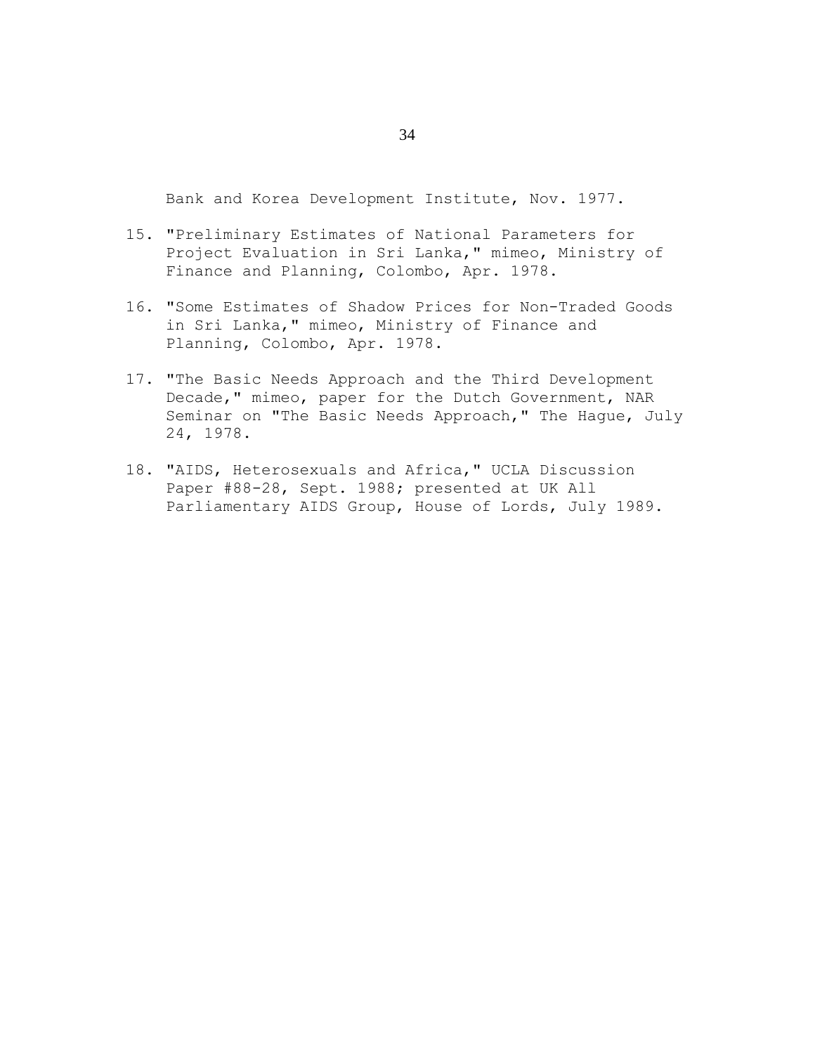Bank and Korea Development Institute, Nov. 1977.

15. "Preliminary Estimates of National Parameters for Project Evaluation in Sri Lanka," mimeo, Ministry of Finance and Planning, Colombo, Apr. 1978.

16. "Some Estimates of Shadow Prices for Non-Traded Goods in Sri Lanka," mimeo, Ministry of Finance and Planning, Colombo, Apr. 1978.

17. "The Basic Needs Approach and the Third Development Decade," mimeo, paper for the Dutch Government, NAR Seminar on "The Basic Needs Approach," The Hague, July 24, 1978.

18. "AIDS, Heterosexuals and Africa," UCLA Discussion Paper #88-28, Sept. 1988; presented at UK All Parliamentary AIDS Group, House of Lords, July 1989.